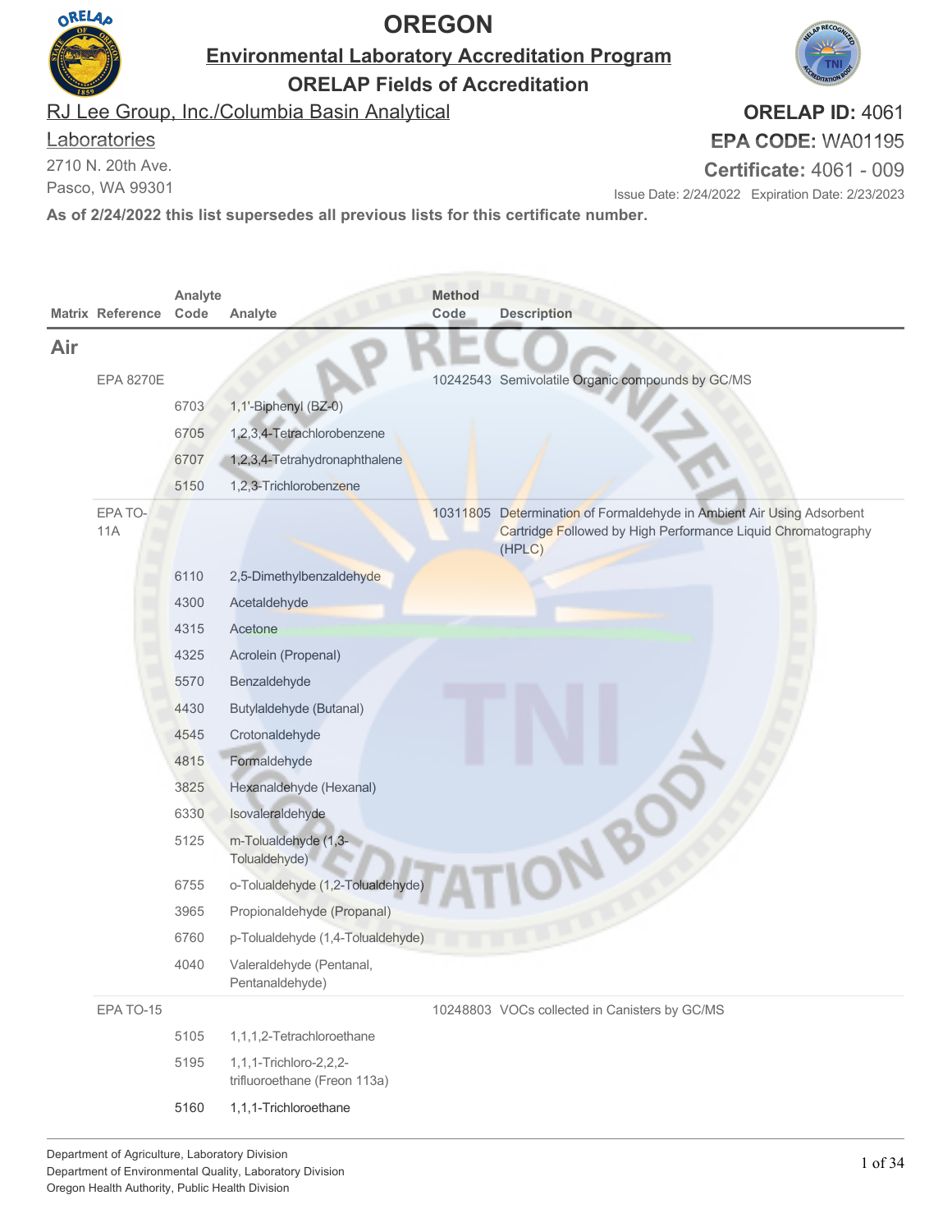# OREGON

## Environmental Laboratory Accreditation Program

### ORELAP Fields of Accreditation

RJ Lee Group, Inc./Columbia Basin Analytical Laboratories
2710 N. 20th Ave.
Pasco, WA 99301

**ORELAP ID:** 4061
**EPA CODE:** WA01195
**Certificate:** 4061 - 009
Issue Date: 2/24/2022 Expiration Date: 2/23/2023

**As of 2/24/2022 this list supersedes all previous lists for this certificate number.**

| Matrix | Reference | Analyte Code | Analyte | Method Code | Description |
|---|---|---|---|---|---|
| **Air** | | | | | |
| | EPA 8270E | | | 10242543 | Semivolatile Organic compounds by GC/MS |
| | | 6703 | 1,1'-Biphenyl (BZ-0) | | |
| | | 6705 | 1,2,3,4-Tetrachlorobenzene | | |
| | | 6707 | 1,2,3,4-Tetrahydronaphthalene | | |
| | | 5150 | 1,2,3-Trichlorobenzene | | |
| | EPA TO-11A | | | 10311805 | Determination of Formaldehyde in Ambient Air Using Adsorbent Cartridge Followed by High Performance Liquid Chromatography (HPLC) |
| | | 6110 | 2,5-Dimethylbenzaldehyde | | |
| | | 4300 | Acetaldehyde | | |
| | | 4315 | Acetone | | |
| | | 4325 | Acrolein (Propenal) | | |
| | | 5570 | Benzaldehyde | | |
| | | 4430 | Butylaldehyde (Butanal) | | |
| | | 4545 | Crotonaldehyde | | |
| | | 4815 | Formaldehyde | | |
| | | 3825 | Hexanaldehyde (Hexanal) | | |
| | | 6330 | Isovaleraldehyde | | |
| | | 5125 | m-Tolualdehyde (1,3-Tolualdehyde) | | |
| | | 6755 | o-Tolualdehyde (1,2-Tolualdehyde) | | |
| | | 3965 | Propionaldehyde (Propanal) | | |
| | | 6760 | p-Tolualdehyde (1,4-Tolualdehyde) | | |
| | | 4040 | Valeraldehyde (Pentanal, Pentanaldehyde) | | |
| | EPA TO-15 | | | 10248803 | VOCs collected in Canisters by GC/MS |
| | | 5105 | 1,1,1,2-Tetrachloroethane | | |
| | | 5195 | 1,1,1-Trichloro-2,2,2-trifluoroethane (Freon 113a) | | |
| | | 5160 | 1,1,1-Trichloroethane | | |

Department of Agriculture, Laboratory Division
Department of Environmental Quality, Laboratory Division
Oregon Health Authority, Public Health Division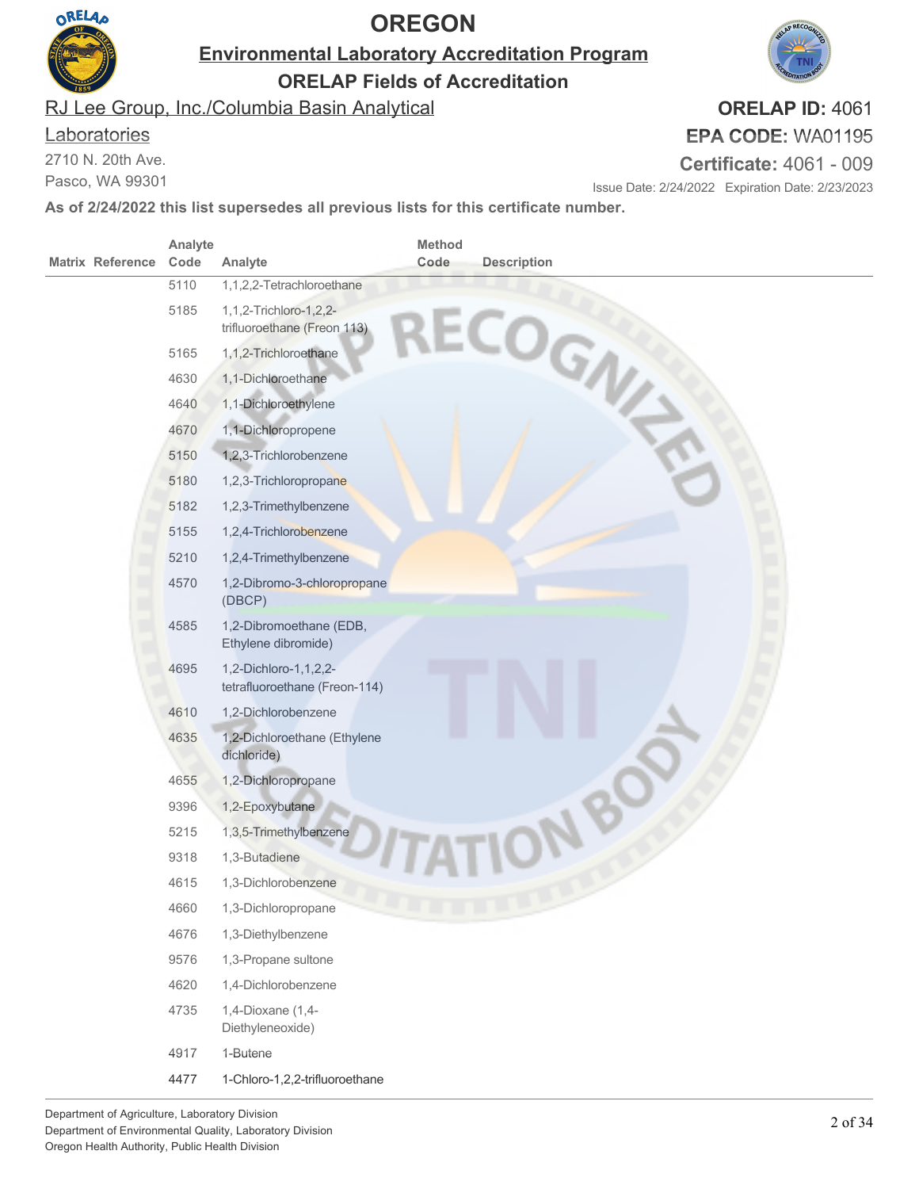# OREGON

## Environmental Laboratory Accreditation Program

## ORELAP Fields of Accreditation

RJ Lee Group, Inc./Columbia Basin Analytical Laboratories
2710 N. 20th Ave.
Pasco, WA 99301

**ORELAP ID:** 4061
**EPA CODE:** WA01195
**Certificate:** 4061 - 009
Issue Date: 2/24/2022 Expiration Date: 2/23/2023

**As of 2/24/2022 this list supersedes all previous lists for this certificate number.**

| Matrix | Reference | Analyte Code | Analyte | Method Code | Description |
|---|---|---|---|---|---|
| | | 5110 | 1,1,2,2-Tetrachloroethane | | |
| | | 5185 | 1,1,2-Trichloro-1,2,2-trifluoroethane (Freon 113) | | |
| | | 5165 | 1,1,2-Trichloroethane | | |
| | | 4630 | 1,1-Dichloroethane | | |
| | | 4640 | 1,1-Dichloroethylene | | |
| | | 4670 | 1,1-Dichloropropene | | |
| | | 5150 | 1,2,3-Trichlorobenzene | | |
| | | 5180 | 1,2,3-Trichloropropane | | |
| | | 5182 | 1,2,3-Trimethylbenzene | | |
| | | 5155 | 1,2,4-Trichlorobenzene | | |
| | | 5210 | 1,2,4-Trimethylbenzene | | |
| | | 4570 | 1,2-Dibromo-3-chloropropane (DBCP) | | |
| | | 4585 | 1,2-Dibromoethane (EDB, Ethylene dibromide) | | |
| | | 4695 | 1,2-Dichloro-1,1,2,2-tetrafluoroethane (Freon-114) | | |
| | | 4610 | 1,2-Dichlorobenzene | | |
| | | 4635 | 1,2-Dichloroethane (Ethylene dichloride) | | |
| | | 4655 | 1,2-Dichloropropane | | |
| | | 9396 | 1,2-Epoxybutane | | |
| | | 5215 | 1,3,5-Trimethylbenzene | | |
| | | 9318 | 1,3-Butadiene | | |
| | | 4615 | 1,3-Dichlorobenzene | | |
| | | 4660 | 1,3-Dichloropropane | | |
| | | 4676 | 1,3-Diethylbenzene | | |
| | | 9576 | 1,3-Propane sultone | | |
| | | 4620 | 1,4-Dichlorobenzene | | |
| | | 4735 | 1,4-Dioxane (1,4-Diethyleneoxide) | | |
| | | 4917 | 1-Butene | | |
| | | 4477 | 1-Chloro-1,2,2-trifluoroethane | | |

Department of Agriculture, Laboratory Division
Department of Environmental Quality, Laboratory Division
Oregon Health Authority, Public Health Division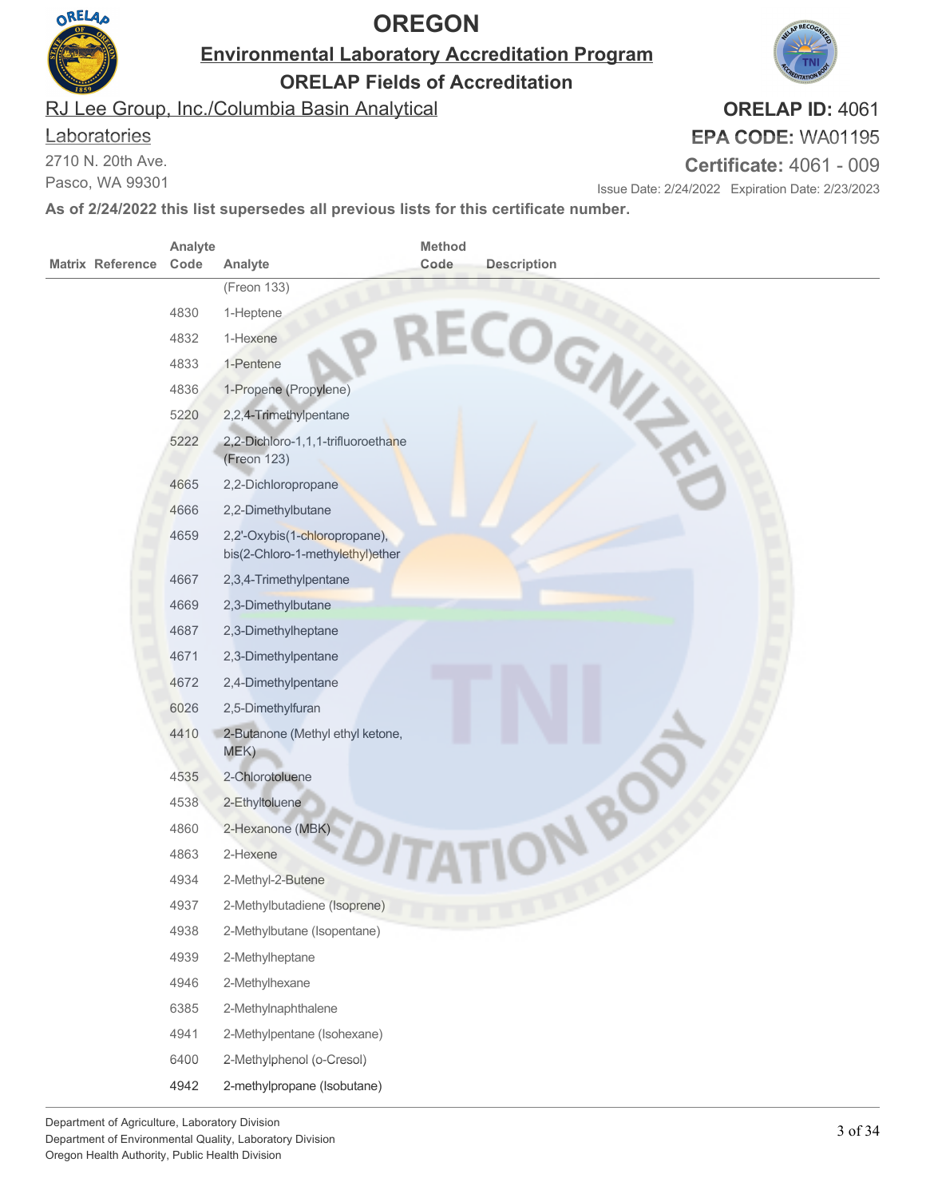# OREGON

## Environmental Laboratory Accreditation Program

### ORELAP Fields of Accreditation

RJ Lee Group, Inc./Columbia Basin Analytical Laboratories
2710 N. 20th Ave.
Pasco, WA 99301

**ORELAP ID:** 4061
**EPA CODE:** WA01195
**Certificate:** 4061 - 009
Issue Date: 2/24/2022 Expiration Date: 2/23/2023

**As of 2/24/2022 this list supersedes all previous lists for this certificate number.**

| Matrix | Reference | Analyte Code | Analyte | Method Code | Description |
|---|---|---|---|---|---|
| | | | (Freon 133) | | |
| | | 4830 | 1-Heptene | | |
| | | 4832 | 1-Hexene | | |
| | | 4833 | 1-Pentene | | |
| | | 4836 | 1-Propene (Propylene) | | |
| | | 5220 | 2,2,4-Trimethylpentane | | |
| | | 5222 | 2,2-Dichloro-1,1,1-trifluoroethane (Freon 123) | | |
| | | 4665 | 2,2-Dichloropropane | | |
| | | 4666 | 2,2-Dimethylbutane | | |
| | | 4659 | 2,2'-Oxybis(1-chloropropane), bis(2-Chloro-1-methylethyl)ether | | |
| | | 4667 | 2,3,4-Trimethylpentane | | |
| | | 4669 | 2,3-Dimethylbutane | | |
| | | 4687 | 2,3-Dimethylheptane | | |
| | | 4671 | 2,3-Dimethylpentane | | |
| | | 4672 | 2,4-Dimethylpentane | | |
| | | 6026 | 2,5-Dimethylfuran | | |
| | | 4410 | 2-Butanone (Methyl ethyl ketone, MEK) | | |
| | | 4535 | 2-Chlorotoluene | | |
| | | 4538 | 2-Ethyltoluene | | |
| | | 4860 | 2-Hexanone (MBK) | | |
| | | 4863 | 2-Hexene | | |
| | | 4934 | 2-Methyl-2-Butene | | |
| | | 4937 | 2-Methylbutadiene (Isoprene) | | |
| | | 4938 | 2-Methylbutane (Isopentane) | | |
| | | 4939 | 2-Methylheptane | | |
| | | 4946 | 2-Methylhexane | | |
| | | 6385 | 2-Methylnaphthalene | | |
| | | 4941 | 2-Methylpentane (Isohexane) | | |
| | | 6400 | 2-Methylphenol (o-Cresol) | | |
| | | 4942 | 2-methylpropane (Isobutane) | | |

Department of Agriculture, Laboratory Division
Department of Environmental Quality, Laboratory Division
Oregon Health Authority, Public Health Division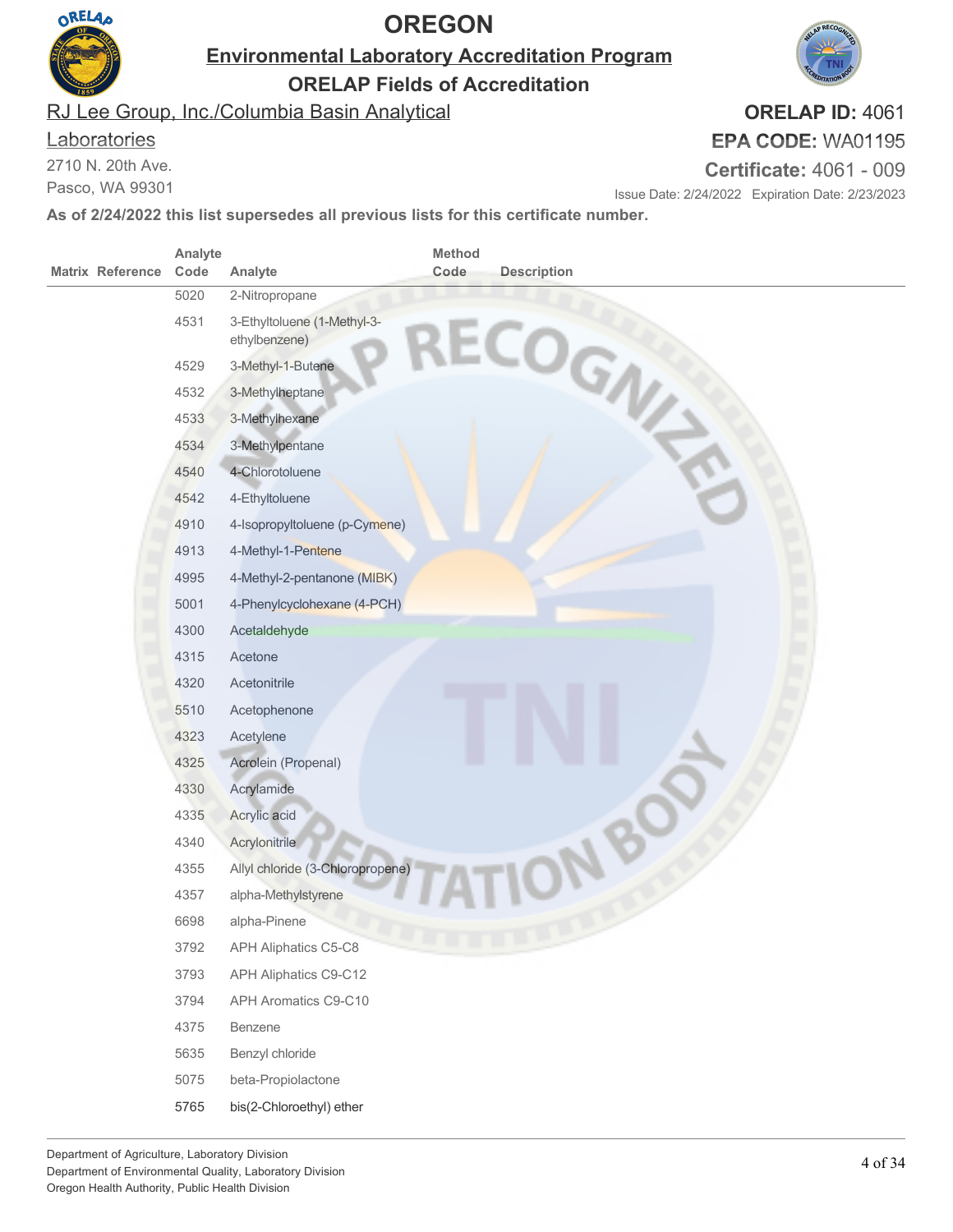# OREGON

## Environmental Laboratory Accreditation Program

## ORELAP Fields of Accreditation

RJ Lee Group, Inc./Columbia Basin Analytical Laboratories
2710 N. 20th Ave.
Pasco, WA 99301

**ORELAP ID:** 4061
**EPA CODE:** WA01195
**Certificate:** 4061 - 009
Issue Date: 2/24/2022 Expiration Date: 2/23/2023

**As of 2/24/2022 this list supersedes all previous lists for this certificate number.**

| Matrix | Reference | Analyte Code | Analyte | Method Code | Description |
|---|---|---|---|---|---|
| | | 5020 | 2-Nitropropane | | |
| | | 4531 | 3-Ethyltoluene (1-Methyl-3-ethylbenzene) | | |
| | | 4529 | 3-Methyl-1-Butene | | |
| | | 4532 | 3-Methylheptane | | |
| | | 4533 | 3-Methylhexane | | |
| | | 4534 | 3-Methylpentane | | |
| | | 4540 | 4-Chlorotoluene | | |
| | | 4542 | 4-Ethyltoluene | | |
| | | 4910 | 4-Isopropyltoluene (p-Cymene) | | |
| | | 4913 | 4-Methyl-1-Pentene | | |
| | | 4995 | 4-Methyl-2-pentanone (MIBK) | | |
| | | 5001 | 4-Phenylcyclohexane (4-PCH) | | |
| | | 4300 | Acetaldehyde | | |
| | | 4315 | Acetone | | |
| | | 4320 | Acetonitrile | | |
| | | 5510 | Acetophenone | | |
| | | 4323 | Acetylene | | |
| | | 4325 | Acrolein (Propenal) | | |
| | | 4330 | Acrylamide | | |
| | | 4335 | Acrylic acid | | |
| | | 4340 | Acrylonitrile | | |
| | | 4355 | Allyl chloride (3-Chloropropene) | | |
| | | 4357 | alpha-Methylstyrene | | |
| | | 6698 | alpha-Pinene | | |
| | | 3792 | APH Aliphatics C5-C8 | | |
| | | 3793 | APH Aliphatics C9-C12 | | |
| | | 3794 | APH Aromatics C9-C10 | | |
| | | 4375 | Benzene | | |
| | | 5635 | Benzyl chloride | | |
| | | 5075 | beta-Propiolactone | | |
| | | 5765 | bis(2-Chloroethyl) ether | | |

Department of Agriculture, Laboratory Division
Department of Environmental Quality, Laboratory Division
Oregon Health Authority, Public Health Division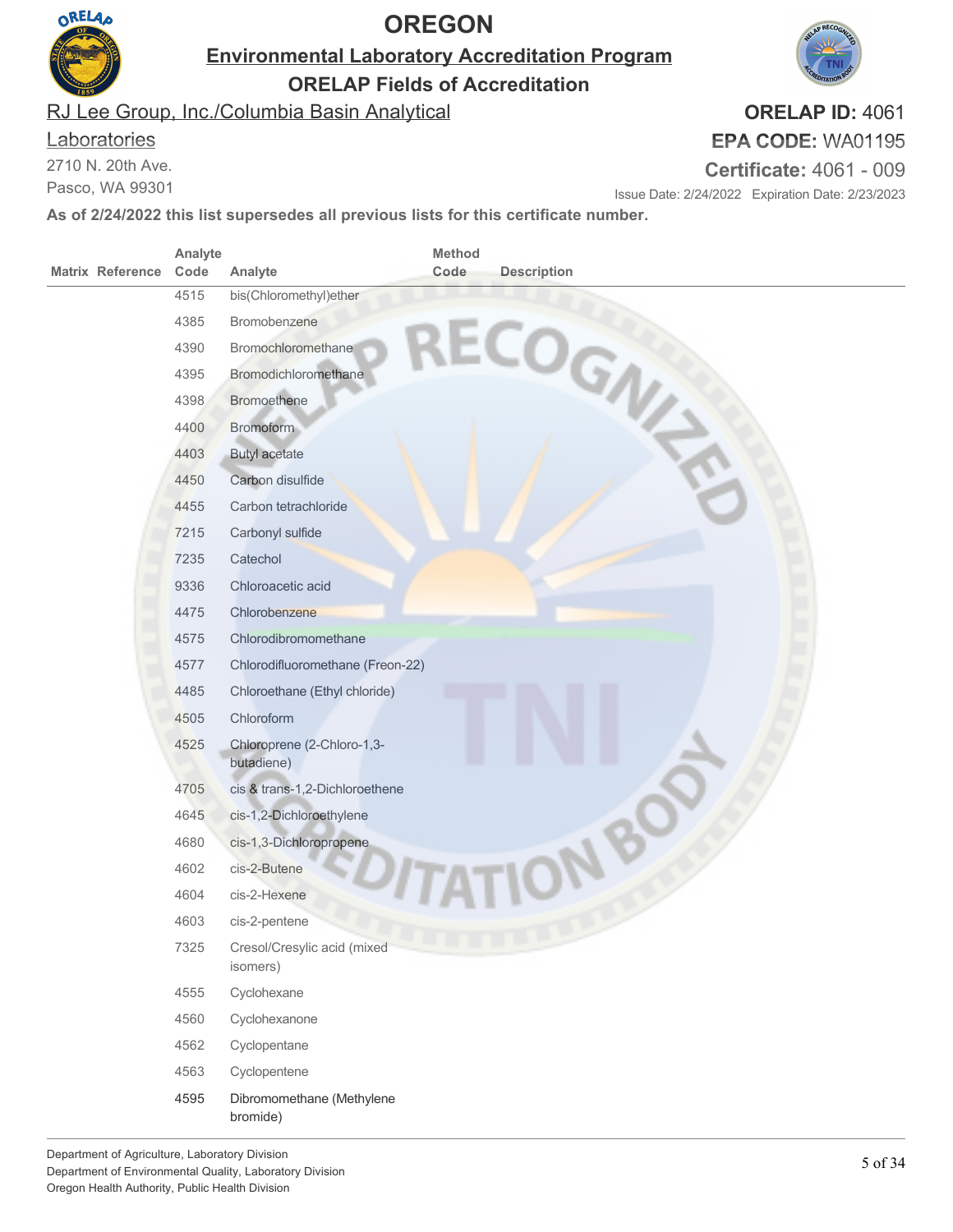# OREGON

## Environmental Laboratory Accreditation Program

## ORELAP Fields of Accreditation

RJ Lee Group, Inc./Columbia Basin Analytical Laboratories
2710 N. 20th Ave.
Pasco, WA 99301

**ORELAP ID:** 4061
**EPA CODE:** WA01195
**Certificate:** 4061 - 009
Issue Date: 2/24/2022 Expiration Date: 2/23/2023

**As of 2/24/2022 this list supersedes all previous lists for this certificate number.**

| Matrix | Reference | Analyte Code | Analyte | Method Code | Description |
|---|---|---|---|---|---|
| | | 4515 | bis(Chloromethyl)ether | | |
| | | 4385 | Bromobenzene | | |
| | | 4390 | Bromochloromethane | | |
| | | 4395 | Bromodichloromethane | | |
| | | 4398 | Bromoethene | | |
| | | 4400 | Bromoform | | |
| | | 4403 | Butyl acetate | | |
| | | 4450 | Carbon disulfide | | |
| | | 4455 | Carbon tetrachloride | | |
| | | 7215 | Carbonyl sulfide | | |
| | | 7235 | Catechol | | |
| | | 9336 | Chloroacetic acid | | |
| | | 4475 | Chlorobenzene | | |
| | | 4575 | Chlorodibromomethane | | |
| | | 4577 | Chlorodifluoromethane (Freon-22) | | |
| | | 4485 | Chloroethane (Ethyl chloride) | | |
| | | 4505 | Chloroform | | |
| | | 4525 | Chloroprene (2-Chloro-1,3-butadiene) | | |
| | | 4705 | cis & trans-1,2-Dichloroethene | | |
| | | 4645 | cis-1,2-Dichloroethylene | | |
| | | 4680 | cis-1,3-Dichloropropene | | |
| | | 4602 | cis-2-Butene | | |
| | | 4604 | cis-2-Hexene | | |
| | | 4603 | cis-2-pentene | | |
| | | 7325 | Cresol/Cresylic acid (mixed isomers) | | |
| | | 4555 | Cyclohexane | | |
| | | 4560 | Cyclohexanone | | |
| | | 4562 | Cyclopentane | | |
| | | 4563 | Cyclopentene | | |
| | | 4595 | Dibromomethane (Methylene bromide) | | |

Department of Agriculture, Laboratory Division
Department of Environmental Quality, Laboratory Division
Oregon Health Authority, Public Health Division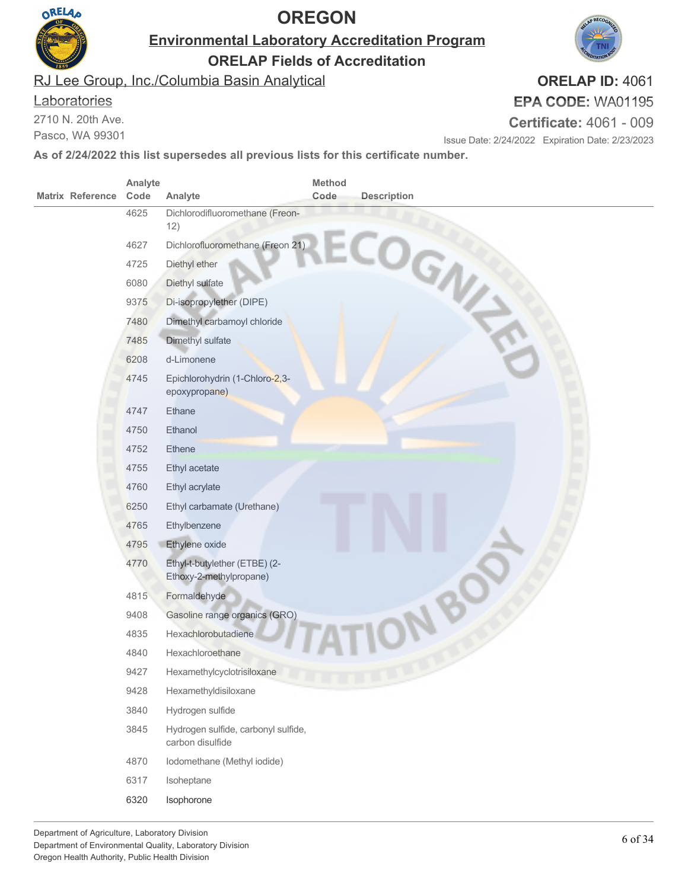# OREGON

## Environmental Laboratory Accreditation Program

### ORELAP Fields of Accreditation

RJ Lee Group, Inc./Columbia Basin Analytical Laboratories
2710 N. 20th Ave.
Pasco, WA 99301

**ORELAP ID:** 4061
**EPA CODE:** WA01195
**Certificate:** 4061 - 009
Issue Date: 2/24/2022 Expiration Date: 2/23/2023

**As of 2/24/2022 this list supersedes all previous lists for this certificate number.**

| Matrix | Reference | Analyte Code | Analyte | Method Code | Description |
|---|---|---|---|---|---|
| | | 4625 | Dichlorodifluoromethane (Freon-12) | | |
| | | 4627 | Dichlorofluoromethane (Freon 21) | | |
| | | 4725 | Diethyl ether | | |
| | | 6080 | Diethyl sulfate | | |
| | | 9375 | Di-isopropylether (DIPE) | | |
| | | 7480 | Dimethyl carbamoyl chloride | | |
| | | 7485 | Dimethyl sulfate | | |
| | | 6208 | d-Limonene | | |
| | | 4745 | Epichlorohydrin (1-Chloro-2,3-epoxypropane) | | |
| | | 4747 | Ethane | | |
| | | 4750 | Ethanol | | |
| | | 4752 | Ethene | | |
| | | 4755 | Ethyl acetate | | |
| | | 4760 | Ethyl acrylate | | |
| | | 6250 | Ethyl carbamate (Urethane) | | |
| | | 4765 | Ethylbenzene | | |
| | | 4795 | Ethylene oxide | | |
| | | 4770 | Ethyl-t-butylether (ETBE) (2-Ethoxy-2-methylpropane) | | |
| | | 4815 | Formaldehyde | | |
| | | 9408 | Gasoline range organics (GRO) | | |
| | | 4835 | Hexachlorobutadiene | | |
| | | 4840 | Hexachloroethane | | |
| | | 9427 | Hexamethylcyclotrisiloxane | | |
| | | 9428 | Hexamethyldisiloxane | | |
| | | 3840 | Hydrogen sulfide | | |
| | | 3845 | Hydrogen sulfide, carbonyl sulfide, carbon disulfide | | |
| | | 4870 | Iodomethane (Methyl iodide) | | |
| | | 6317 | Isoheptane | | |
| | | 6320 | Isophorone | | |

Department of Agriculture, Laboratory Division
Department of Environmental Quality, Laboratory Division
Oregon Health Authority, Public Health Division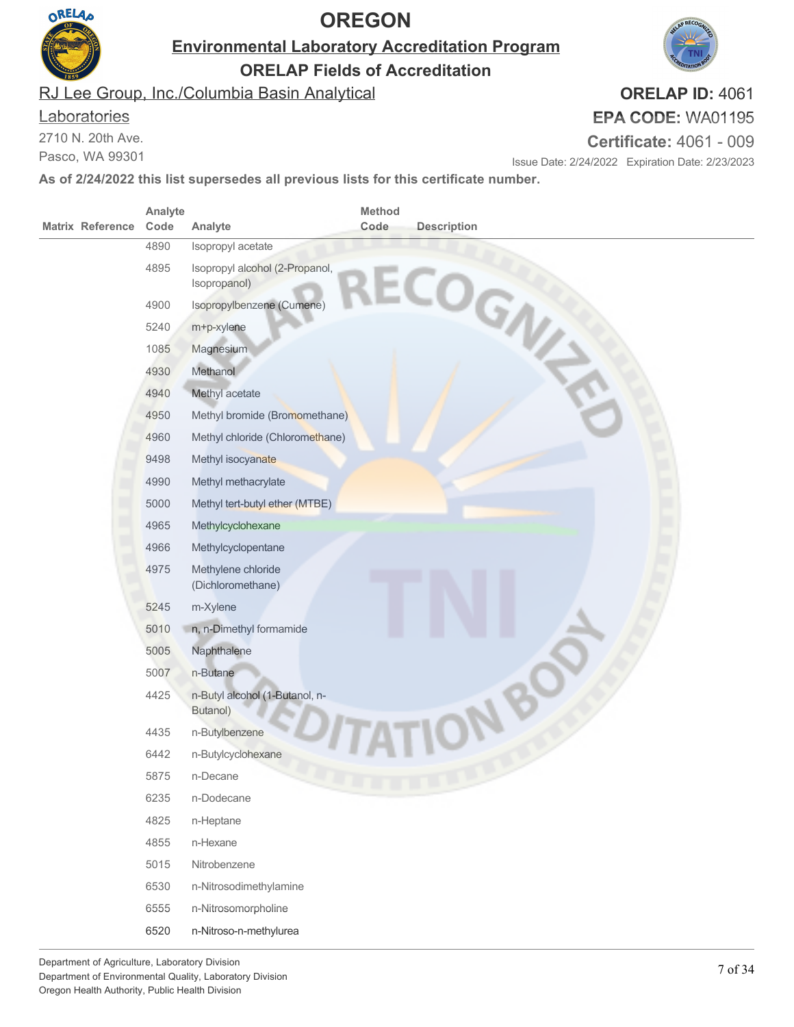# OREGON

## Environmental Laboratory Accreditation Program

## ORELAP Fields of Accreditation

RJ Lee Group, Inc./Columbia Basin Analytical Laboratories
2710 N. 20th Ave.
Pasco, WA 99301

**ORELAP ID:** 4061
**EPA CODE:** WA01195
**Certificate:** 4061 - 009
Issue Date: 2/24/2022 Expiration Date: 2/23/2023

**As of 2/24/2022 this list supersedes all previous lists for this certificate number.**

| Matrix | Reference | Analyte Code | Analyte | Method Code | Description |
|---|---|---|---|---|---|
| | | 4890 | Isopropyl acetate | | |
| | | 4895 | Isopropyl alcohol (2-Propanol, Isopropanol) | | |
| | | 4900 | Isopropylbenzene (Cumene) | | |
| | | 5240 | m+p-xylene | | |
| | | 1085 | Magnesium | | |
| | | 4930 | Methanol | | |
| | | 4940 | Methyl acetate | | |
| | | 4950 | Methyl bromide (Bromomethane) | | |
| | | 4960 | Methyl chloride (Chloromethane) | | |
| | | 9498 | Methyl isocyanate | | |
| | | 4990 | Methyl methacrylate | | |
| | | 5000 | Methyl tert-butyl ether (MTBE) | | |
| | | 4965 | Methylcyclohexane | | |
| | | 4966 | Methylcyclopentane | | |
| | | 4975 | Methylene chloride (Dichloromethane) | | |
| | | 5245 | m-Xylene | | |
| | | 5010 | n, n-Dimethyl formamide | | |
| | | 5005 | Naphthalene | | |
| | | 5007 | n-Butane | | |
| | | 4425 | n-Butyl alcohol (1-Butanol, n-Butanol) | | |
| | | 4435 | n-Butylbenzene | | |
| | | 6442 | n-Butylcyclohexane | | |
| | | 5875 | n-Decane | | |
| | | 6235 | n-Dodecane | | |
| | | 4825 | n-Heptane | | |
| | | 4855 | n-Hexane | | |
| | | 5015 | Nitrobenzene | | |
| | | 6530 | n-Nitrosodimethylamine | | |
| | | 6555 | n-Nitrosomorpholine | | |
| | | 6520 | n-Nitroso-n-methylurea | | |

Department of Agriculture, Laboratory Division
Department of Environmental Quality, Laboratory Division
Oregon Health Authority, Public Health Division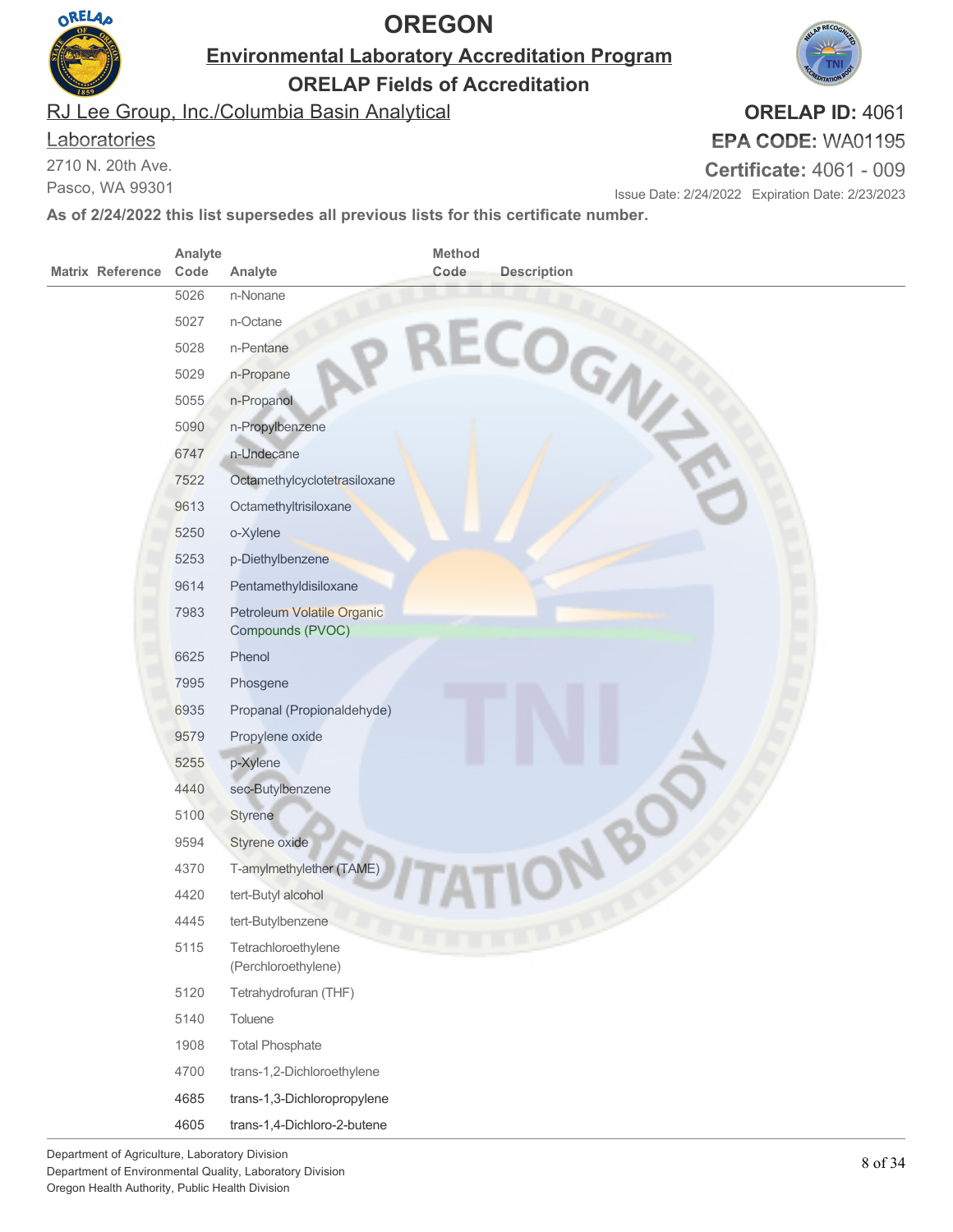# OREGON

## Environmental Laboratory Accreditation Program

### ORELAP Fields of Accreditation

RJ Lee Group, Inc./Columbia Basin Analytical Laboratories
2710 N. 20th Ave.
Pasco, WA 99301

**ORELAP ID:** 4061
**EPA CODE:** WA01195
**Certificate:** 4061 - 009
Issue Date: 2/24/2022 Expiration Date: 2/23/2023

**As of 2/24/2022 this list supersedes all previous lists for this certificate number.**

| Matrix | Reference | Analyte Code | Analyte | Method Code | Description |
|---|---|---|---|---|---|
| | | 5026 | n-Nonane | | |
| | | 5027 | n-Octane | | |
| | | 5028 | n-Pentane | | |
| | | 5029 | n-Propane | | |
| | | 5055 | n-Propanol | | |
| | | 5090 | n-Propylbenzene | | |
| | | 6747 | n-Undecane | | |
| | | 7522 | Octamethylcyclotetrasiloxane | | |
| | | 9613 | Octamethyltrisiloxane | | |
| | | 5250 | o-Xylene | | |
| | | 5253 | p-Diethylbenzene | | |
| | | 9614 | Pentamethyldisiloxane | | |
| | | 7983 | Petroleum Volatile Organic Compounds (PVOC) | | |
| | | 6625 | Phenol | | |
| | | 7995 | Phosgene | | |
| | | 6935 | Propanal (Propionaldehyde) | | |
| | | 9579 | Propylene oxide | | |
| | | 5255 | p-Xylene | | |
| | | 4440 | sec-Butylbenzene | | |
| | | 5100 | Styrene | | |
| | | 9594 | Styrene oxide | | |
| | | 4370 | T-amylmethylether (TAME) | | |
| | | 4420 | tert-Butyl alcohol | | |
| | | 4445 | tert-Butylbenzene | | |
| | | 5115 | Tetrachloroethylene (Perchloroethylene) | | |
| | | 5120 | Tetrahydrofuran (THF) | | |
| | | 5140 | Toluene | | |
| | | 1908 | Total Phosphate | | |
| | | 4700 | trans-1,2-Dichloroethylene | | |
| | | 4685 | trans-1,3-Dichloropropylene | | |
| | | 4605 | trans-1,4-Dichloro-2-butene | | |

Department of Agriculture, Laboratory Division
Department of Environmental Quality, Laboratory Division
Oregon Health Authority, Public Health Division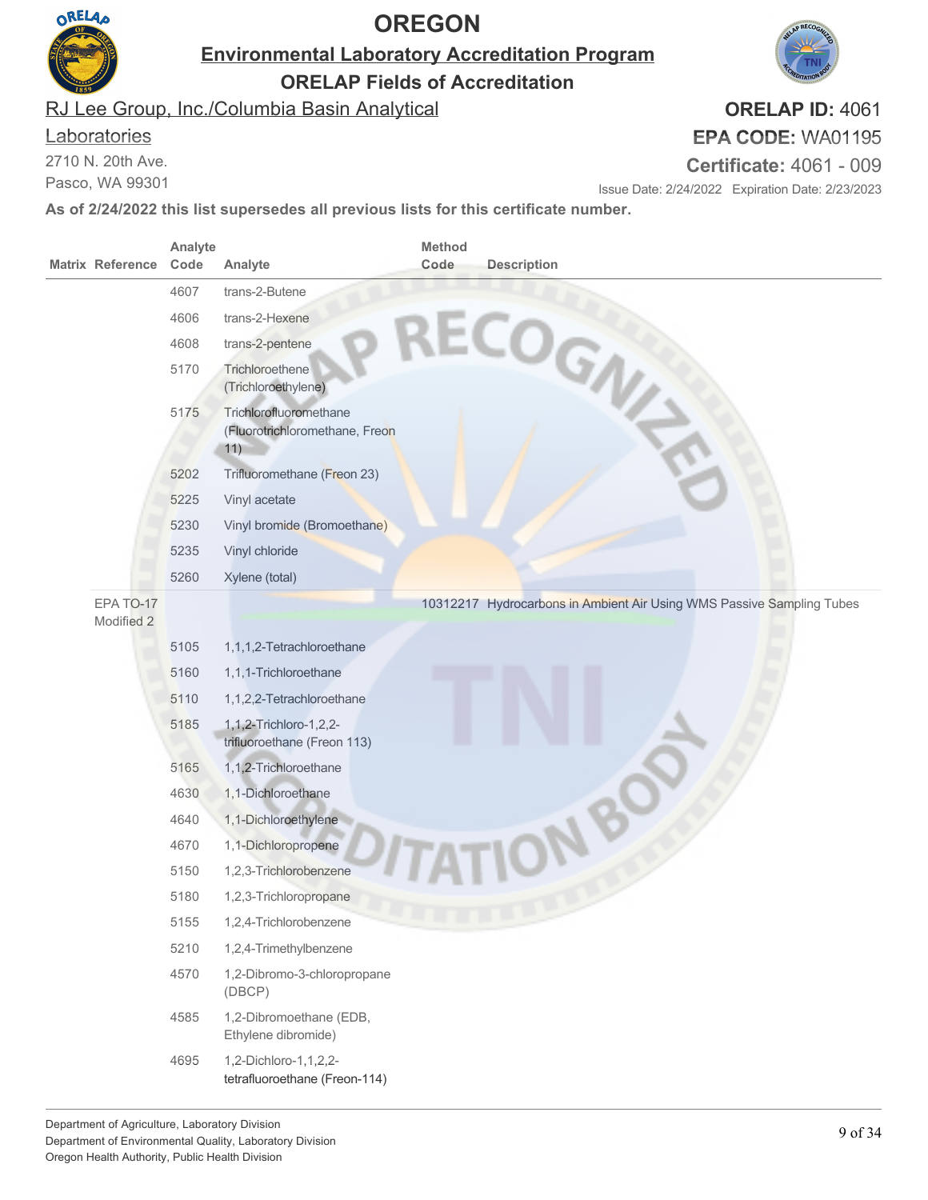# OREGON

## Environmental Laboratory Accreditation Program

## ORELAP Fields of Accreditation

RJ Lee Group, Inc./Columbia Basin Analytical Laboratories
2710 N. 20th Ave.
Pasco, WA 99301

**ORELAP ID:** 4061
**EPA CODE:** WA01195
**Certificate:** 4061 - 009
Issue Date: 2/24/2022 Expiration Date: 2/23/2023

**As of 2/24/2022 this list supersedes all previous lists for this certificate number.**

| Matrix | Reference | Analyte Code | Analyte | Method Code | Description |
|---|---|---|---|---|---|
| | | 4607 | trans-2-Butene | | |
| | | 4606 | trans-2-Hexene | | |
| | | 4608 | trans-2-pentene | | |
| | | 5170 | Trichloroethene (Trichloroethylene) | | |
| | | 5175 | Trichlorofluoromethane (Fluorotrichloromethane, Freon 11) | | |
| | | 5202 | Trifluoromethane (Freon 23) | | |
| | | 5225 | Vinyl acetate | | |
| | | 5230 | Vinyl bromide (Bromoethane) | | |
| | | 5235 | Vinyl chloride | | |
| | | 5260 | Xylene (total) | | |
| | EPA TO-17 Modified 2 | | | 10312217 | Hydrocarbons in Ambient Air Using WMS Passive Sampling Tubes |
| | | 5105 | 1,1,1,2-Tetrachloroethane | | |
| | | 5160 | 1,1,1-Trichloroethane | | |
| | | 5110 | 1,1,2,2-Tetrachloroethane | | |
| | | 5185 | 1,1,2-Trichloro-1,2,2-trifluoroethane (Freon 113) | | |
| | | 5165 | 1,1,2-Trichloroethane | | |
| | | 4630 | 1,1-Dichloroethane | | |
| | | 4640 | 1,1-Dichloroethylene | | |
| | | 4670 | 1,1-Dichloropropene | | |
| | | 5150 | 1,2,3-Trichlorobenzene | | |
| | | 5180 | 1,2,3-Trichloropropane | | |
| | | 5155 | 1,2,4-Trichlorobenzene | | |
| | | 5210 | 1,2,4-Trimethylbenzene | | |
| | | 4570 | 1,2-Dibromo-3-chloropropane (DBCP) | | |
| | | 4585 | 1,2-Dibromoethane (EDB, Ethylene dibromide) | | |
| | | 4695 | 1,2-Dichloro-1,1,2,2-tetrafluoroethane (Freon-114) | | |

Department of Agriculture, Laboratory Division
Department of Environmental Quality, Laboratory Division
Oregon Health Authority, Public Health Division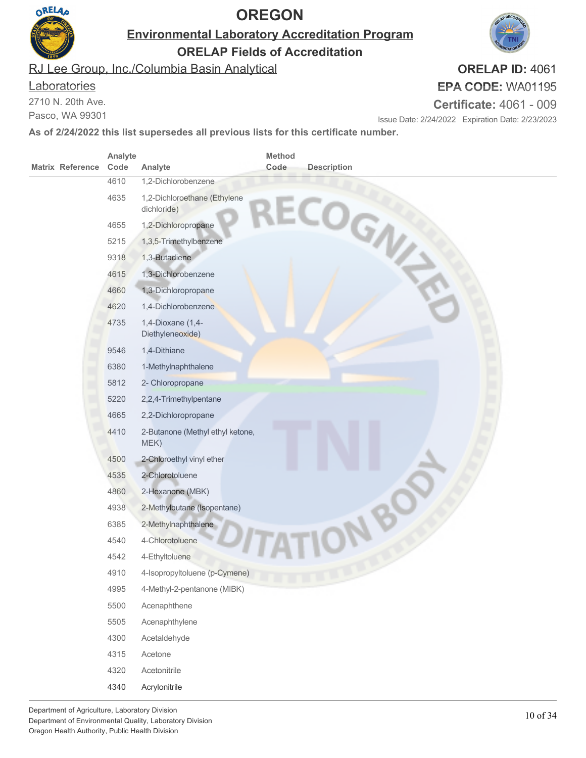# OREGON

## Environmental Laboratory Accreditation Program

### ORELAP Fields of Accreditation

RJ Lee Group, Inc./Columbia Basin Analytical Laboratories
2710 N. 20th Ave.
Pasco, WA 99301

**ORELAP ID:** 4061
**EPA CODE:** WA01195
**Certificate:** 4061 - 009
Issue Date: 2/24/2022 Expiration Date: 2/23/2023

**As of 2/24/2022 this list supersedes all previous lists for this certificate number.**

| Matrix | Reference | Analyte Code | Analyte | Method Code | Description |
|---|---|---|---|---|---|
| | | 4610 | 1,2-Dichlorobenzene | | |
| | | 4635 | 1,2-Dichloroethane (Ethylene dichloride) | | |
| | | 4655 | 1,2-Dichloropropane | | |
| | | 5215 | 1,3,5-Trimethylbenzene | | |
| | | 9318 | 1,3-Butadiene | | |
| | | 4615 | 1,3-Dichlorobenzene | | |
| | | 4660 | 1,3-Dichloropropane | | |
| | | 4620 | 1,4-Dichlorobenzene | | |
| | | 4735 | 1,4-Dioxane (1,4-Diethyleneoxide) | | |
| | | 9546 | 1,4-Dithiane | | |
| | | 6380 | 1-Methylnaphthalene | | |
| | | 5812 | 2- Chloropropane | | |
| | | 5220 | 2,2,4-Trimethylpentane | | |
| | | 4665 | 2,2-Dichloropropane | | |
| | | 4410 | 2-Butanone (Methyl ethyl ketone, MEK) | | |
| | | 4500 | 2-Chloroethyl vinyl ether | | |
| | | 4535 | 2-Chlorotoluene | | |
| | | 4860 | 2-Hexanone (MBK) | | |
| | | 4938 | 2-Methylbutane (Isopentane) | | |
| | | 6385 | 2-Methylnaphthalene | | |
| | | 4540 | 4-Chlorotoluene | | |
| | | 4542 | 4-Ethyltoluene | | |
| | | 4910 | 4-Isopropyltoluene (p-Cymene) | | |
| | | 4995 | 4-Methyl-2-pentanone (MIBK) | | |
| | | 5500 | Acenaphthene | | |
| | | 5505 | Acenaphthylene | | |
| | | 4300 | Acetaldehyde | | |
| | | 4315 | Acetone | | |
| | | 4320 | Acetonitrile | | |
| | | 4340 | Acrylonitrile | | |

Department of Agriculture, Laboratory Division
Department of Environmental Quality, Laboratory Division
Oregon Health Authority, Public Health Division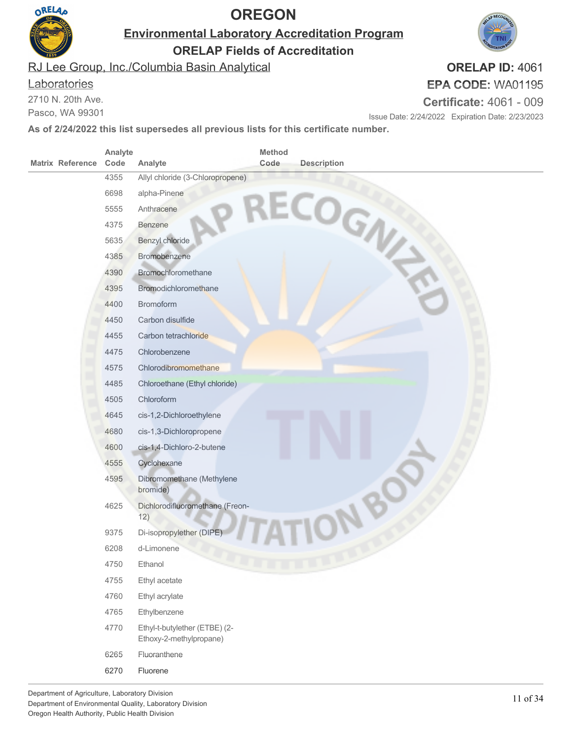# OREGON

## Environmental Laboratory Accreditation Program

### ORELAP Fields of Accreditation

RJ Lee Group, Inc./Columbia Basin Analytical Laboratories
2710 N. 20th Ave.
Pasco, WA 99301

**ORELAP ID:** 4061
**EPA CODE:** WA01195
**Certificate:** 4061 - 009
Issue Date: 2/24/2022 Expiration Date: 2/23/2023

**As of 2/24/2022 this list supersedes all previous lists for this certificate number.**

| Matrix | Reference | Analyte Code | Analyte | Method Code | Description |
|---|---|---|---|---|---|
| | | 4355 | Allyl chloride (3-Chloropropene) | | |
| | | 6698 | alpha-Pinene | | |
| | | 5555 | Anthracene | | |
| | | 4375 | Benzene | | |
| | | 5635 | Benzyl chloride | | |
| | | 4385 | Bromobenzene | | |
| | | 4390 | Bromochloromethane | | |
| | | 4395 | Bromodichloromethane | | |
| | | 4400 | Bromoform | | |
| | | 4450 | Carbon disulfide | | |
| | | 4455 | Carbon tetrachloride | | |
| | | 4475 | Chlorobenzene | | |
| | | 4575 | Chlorodibromomethane | | |
| | | 4485 | Chloroethane (Ethyl chloride) | | |
| | | 4505 | Chloroform | | |
| | | 4645 | cis-1,2-Dichloroethylene | | |
| | | 4680 | cis-1,3-Dichloropropene | | |
| | | 4600 | cis-1,4-Dichloro-2-butene | | |
| | | 4555 | Cyclohexane | | |
| | | 4595 | Dibromomethane (Methylene bromide) | | |
| | | 4625 | Dichlorodifluoromethane (Freon-12) | | |
| | | 9375 | Di-isopropylether (DIPE) | | |
| | | 6208 | d-Limonene | | |
| | | 4750 | Ethanol | | |
| | | 4755 | Ethyl acetate | | |
| | | 4760 | Ethyl acrylate | | |
| | | 4765 | Ethylbenzene | | |
| | | 4770 | Ethyl-t-butylether (ETBE) (2-Ethoxy-2-methylpropane) | | |
| | | 6265 | Fluoranthene | | |
| | | 6270 | Fluorene | | |

Department of Agriculture, Laboratory Division
Department of Environmental Quality, Laboratory Division
Oregon Health Authority, Public Health Division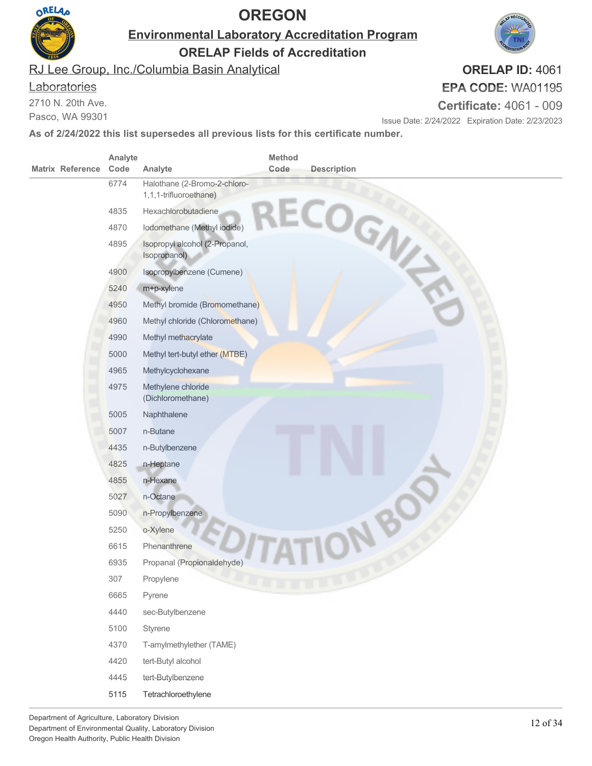# OREGON

## Environmental Laboratory Accreditation Program

### ORELAP Fields of Accreditation

RJ Lee Group, Inc./Columbia Basin Analytical Laboratories
2710 N. 20th Ave.
Pasco, WA 99301

**ORELAP ID:** 4061
**EPA CODE:** WA01195
**Certificate:** 4061 - 009
Issue Date: 2/24/2022 Expiration Date: 2/23/2023

**As of 2/24/2022 this list supersedes all previous lists for this certificate number.**

| Matrix | Reference | Analyte Code | Analyte | Method Code | Description |
|---|---|---|---|---|---|
| | | 6774 | Halothane (2-Bromo-2-chloro-1,1,1-trifluoroethane) | | |
| | | 4835 | Hexachlorobutadiene | | |
| | | 4870 | Iodomethane (Methyl iodide) | | |
| | | 4895 | Isopropyl alcohol (2-Propanol, Isopropanol) | | |
| | | 4900 | Isopropylbenzene (Cumene) | | |
| | | 5240 | m+p-xylene | | |
| | | 4950 | Methyl bromide (Bromomethane) | | |
| | | 4960 | Methyl chloride (Chloromethane) | | |
| | | 4990 | Methyl methacrylate | | |
| | | 5000 | Methyl tert-butyl ether (MTBE) | | |
| | | 4965 | Methylcyclohexane | | |
| | | 4975 | Methylene chloride (Dichloromethane) | | |
| | | 5005 | Naphthalene | | |
| | | 5007 | n-Butane | | |
| | | 4435 | n-Butylbenzene | | |
| | | 4825 | n-Heptane | | |
| | | 4855 | n-Hexane | | |
| | | 5027 | n-Octane | | |
| | | 5090 | n-Propylbenzene | | |
| | | 5250 | o-Xylene | | |
| | | 6615 | Phenanthrene | | |
| | | 6935 | Propanal (Propionaldehyde) | | |
| | | 307 | Propylene | | |
| | | 6665 | Pyrene | | |
| | | 4440 | sec-Butylbenzene | | |
| | | 5100 | Styrene | | |
| | | 4370 | T-amylmethylether (TAME) | | |
| | | 4420 | tert-Butyl alcohol | | |
| | | 4445 | tert-Butylbenzene | | |
| | | 5115 | Tetrachloroethylene | | |

Department of Agriculture, Laboratory Division
Department of Environmental Quality, Laboratory Division
Oregon Health Authority, Public Health Division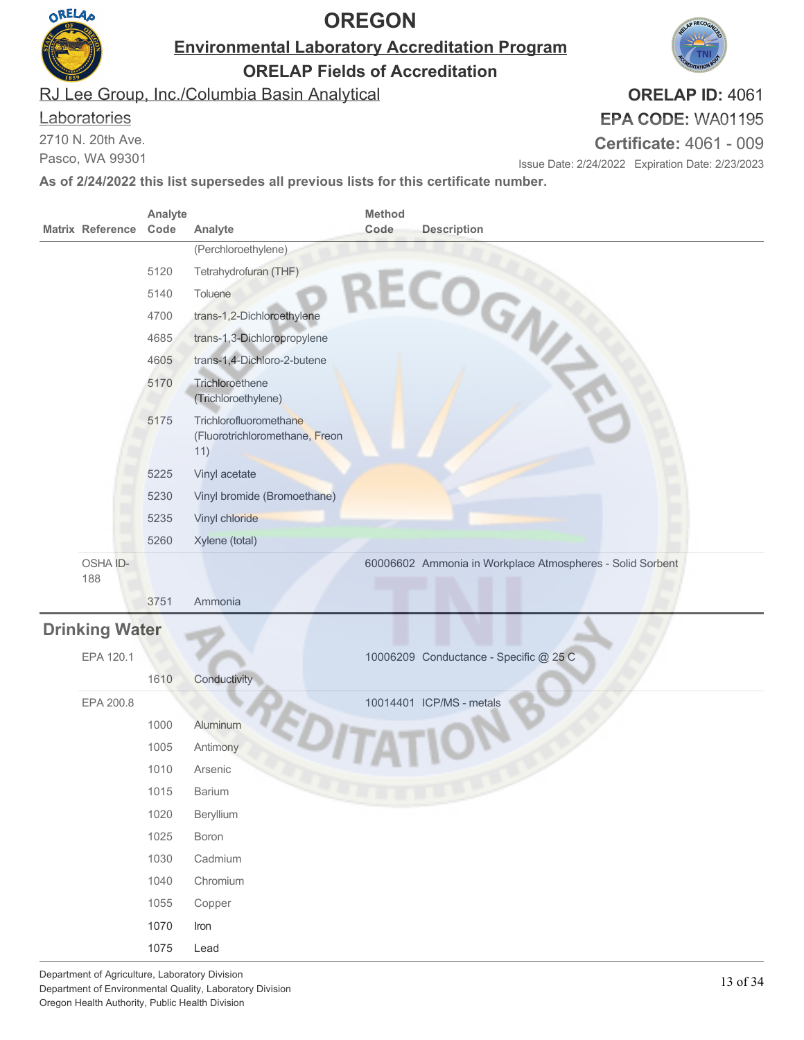# OREGON

## Environmental Laboratory Accreditation Program

### ORELAP Fields of Accreditation

RJ Lee Group, Inc./Columbia Basin Analytical Laboratories
2710 N. 20th Ave.
Pasco, WA 99301

**ORELAP ID:** 4061
**EPA CODE:** WA01195
**Certificate:** 4061 - 009
Issue Date: 2/24/2022 Expiration Date: 2/23/2023

**As of 2/24/2022 this list supersedes all previous lists for this certificate number.**

| Matrix | Reference | Analyte Code | Analyte | Method Code | Description |
|---|---|---|---|---|---|
| | | | (Perchloroethylene) | | |
| | | 5120 | Tetrahydrofuran (THF) | | |
| | | 5140 | Toluene | | |
| | | 4700 | trans-1,2-Dichloroethylene | | |
| | | 4685 | trans-1,3-Dichloropropylene | | |
| | | 4605 | trans-1,4-Dichloro-2-butene | | |
| | | 5170 | Trichloroethene (Trichloroethylene) | | |
| | | 5175 | Trichlorofluoromethane (Fluorotrichloromethane, Freon 11) | | |
| | | 5225 | Vinyl acetate | | |
| | | 5230 | Vinyl bromide (Bromoethane) | | |
| | | 5235 | Vinyl chloride | | |
| | | 5260 | Xylene (total) | | |
| | OSHA ID-188 | | | 60006602 | Ammonia in Workplace Atmospheres - Solid Sorbent |
| | | 3751 | Ammonia | | |
| **Drinking Water** | | | | | |
| | EPA 120.1 | | | 10006209 | Conductance - Specific @ 25 C |
| | | 1610 | Conductivity | | |
| | EPA 200.8 | | | 10014401 | ICP/MS - metals |
| | | 1000 | Aluminum | | |
| | | 1005 | Antimony | | |
| | | 1010 | Arsenic | | |
| | | 1015 | Barium | | |
| | | 1020 | Beryllium | | |
| | | 1025 | Boron | | |
| | | 1030 | Cadmium | | |
| | | 1040 | Chromium | | |
| | | 1055 | Copper | | |
| | | 1070 | Iron | | |
| | | 1075 | Lead | | |

Department of Agriculture, Laboratory Division
Department of Environmental Quality, Laboratory Division
Oregon Health Authority, Public Health Division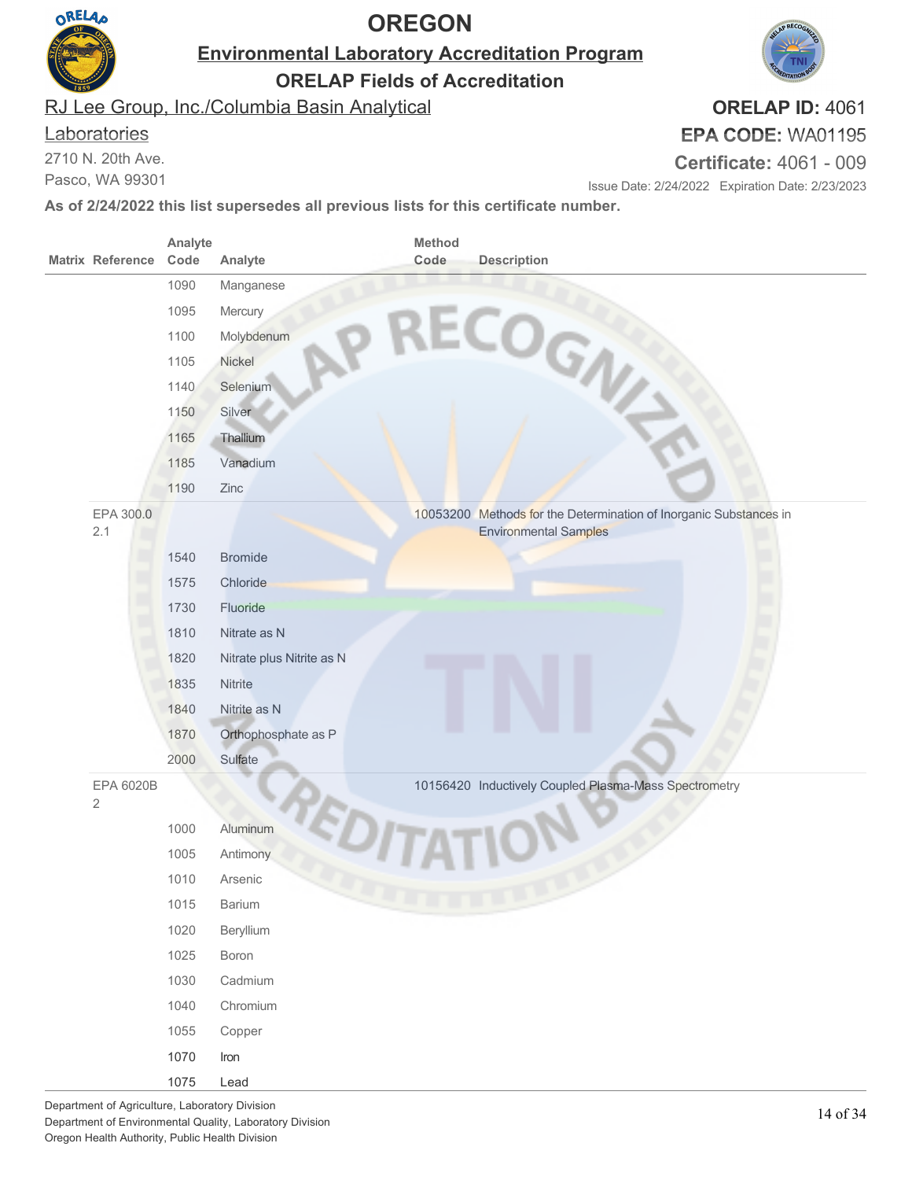# OREGON

## Environmental Laboratory Accreditation Program

### ORELAP Fields of Accreditation

RJ Lee Group, Inc./Columbia Basin Analytical Laboratories
2710 N. 20th Ave.
Pasco, WA 99301

**ORELAP ID:** 4061
**EPA CODE:** WA01195
**Certificate:** 4061 - 009
Issue Date: 2/24/2022 Expiration Date: 2/23/2023

**As of 2/24/2022 this list supersedes all previous lists for this certificate number.**

| Matrix | Reference | Analyte Code | Analyte | Method Code | Description |
|---|---|---|---|---|---|
| | | 1090 | Manganese | | |
| | | 1095 | Mercury | | |
| | | 1100 | Molybdenum | | |
| | | 1105 | Nickel | | |
| | | 1140 | Selenium | | |
| | | 1150 | Silver | | |
| | | 1165 | Thallium | | |
| | | 1185 | Vanadium | | |
| | | 1190 | Zinc | | |
| | EPA 300.0 2.1 | | | 10053200 | Methods for the Determination of Inorganic Substances in Environmental Samples |
| | | 1540 | Bromide | | |
| | | 1575 | Chloride | | |
| | | 1730 | Fluoride | | |
| | | 1810 | Nitrate as N | | |
| | | 1820 | Nitrate plus Nitrite as N | | |
| | | 1835 | Nitrite | | |
| | | 1840 | Nitrite as N | | |
| | | 1870 | Orthophosphate as P | | |
| | | 2000 | Sulfate | | |
| | EPA 6020B 2 | | | 10156420 | Inductively Coupled Plasma-Mass Spectrometry |
| | | 1000 | Aluminum | | |
| | | 1005 | Antimony | | |
| | | 1010 | Arsenic | | |
| | | 1015 | Barium | | |
| | | 1020 | Beryllium | | |
| | | 1025 | Boron | | |
| | | 1030 | Cadmium | | |
| | | 1040 | Chromium | | |
| | | 1055 | Copper | | |
| | | 1070 | Iron | | |
| | | 1075 | Lead | | |

Department of Agriculture, Laboratory Division
Department of Environmental Quality, Laboratory Division
Oregon Health Authority, Public Health Division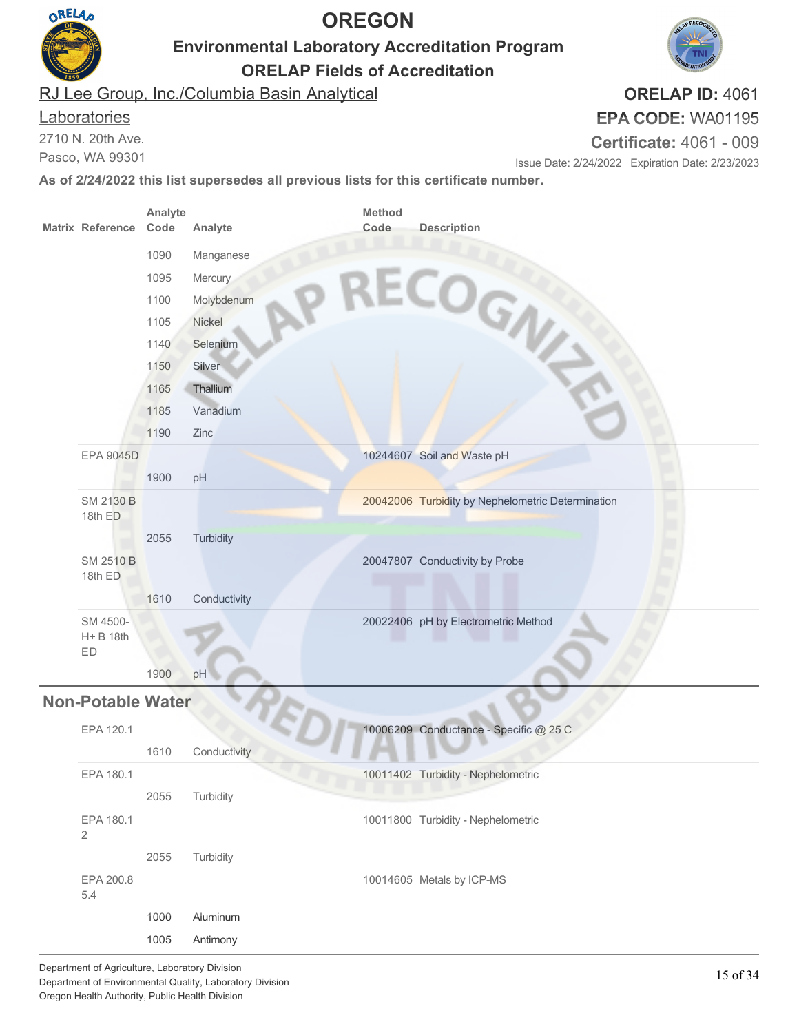# OREGON

## Environmental Laboratory Accreditation Program

## ORELAP Fields of Accreditation

RJ Lee Group, Inc./Columbia Basin Analytical Laboratories
2710 N. 20th Ave.
Pasco, WA 99301

**ORELAP ID:** 4061
**EPA CODE:** WA01195
**Certificate:** 4061 - 009
Issue Date: 2/24/2022 Expiration Date: 2/23/2023

**As of 2/24/2022 this list supersedes all previous lists for this certificate number.**

| Matrix | Reference | Analyte Code | Analyte | Method Code | Description |
|---|---|---|---|---|---|
| | | 1090 | Manganese | | |
| | | 1095 | Mercury | | |
| | | 1100 | Molybdenum | | |
| | | 1105 | Nickel | | |
| | | 1140 | Selenium | | |
| | | 1150 | Silver | | |
| | | 1165 | Thallium | | |
| | | 1185 | Vanadium | | |
| | | 1190 | Zinc | | |
| | EPA 9045D | | | 10244607 | Soil and Waste pH |
| | | 1900 | pH | | |
| | SM 2130 B 18th ED | | | 20042006 | Turbidity by Nephelometric Determination |
| | | 2055 | Turbidity | | |
| | SM 2510 B 18th ED | | | 20047807 | Conductivity by Probe |
| | | 1610 | Conductivity | | |
| | SM 4500-H+ B 18th ED | | | 20022406 | pH by Electrometric Method |
| | | 1900 | pH | | |

## Non-Potable Water

| Matrix | Reference | Analyte Code | Analyte | Method Code | Description |
|---|---|---|---|---|---|
| | EPA 120.1 | | | 10006209 | Conductance - Specific @ 25 C |
| | | 1610 | Conductivity | | |
| | EPA 180.1 | | | 10011402 | Turbidity - Nephelometric |
| | | 2055 | Turbidity | | |
| | EPA 180.1 2 | | | 10011800 | Turbidity - Nephelometric |
| | | 2055 | Turbidity | | |
| | EPA 200.8 5.4 | | | 10014605 | Metals by ICP-MS |
| | | 1000 | Aluminum | | |
| | | 1005 | Antimony | | |

Department of Agriculture, Laboratory Division
Department of Environmental Quality, Laboratory Division
Oregon Health Authority, Public Health Division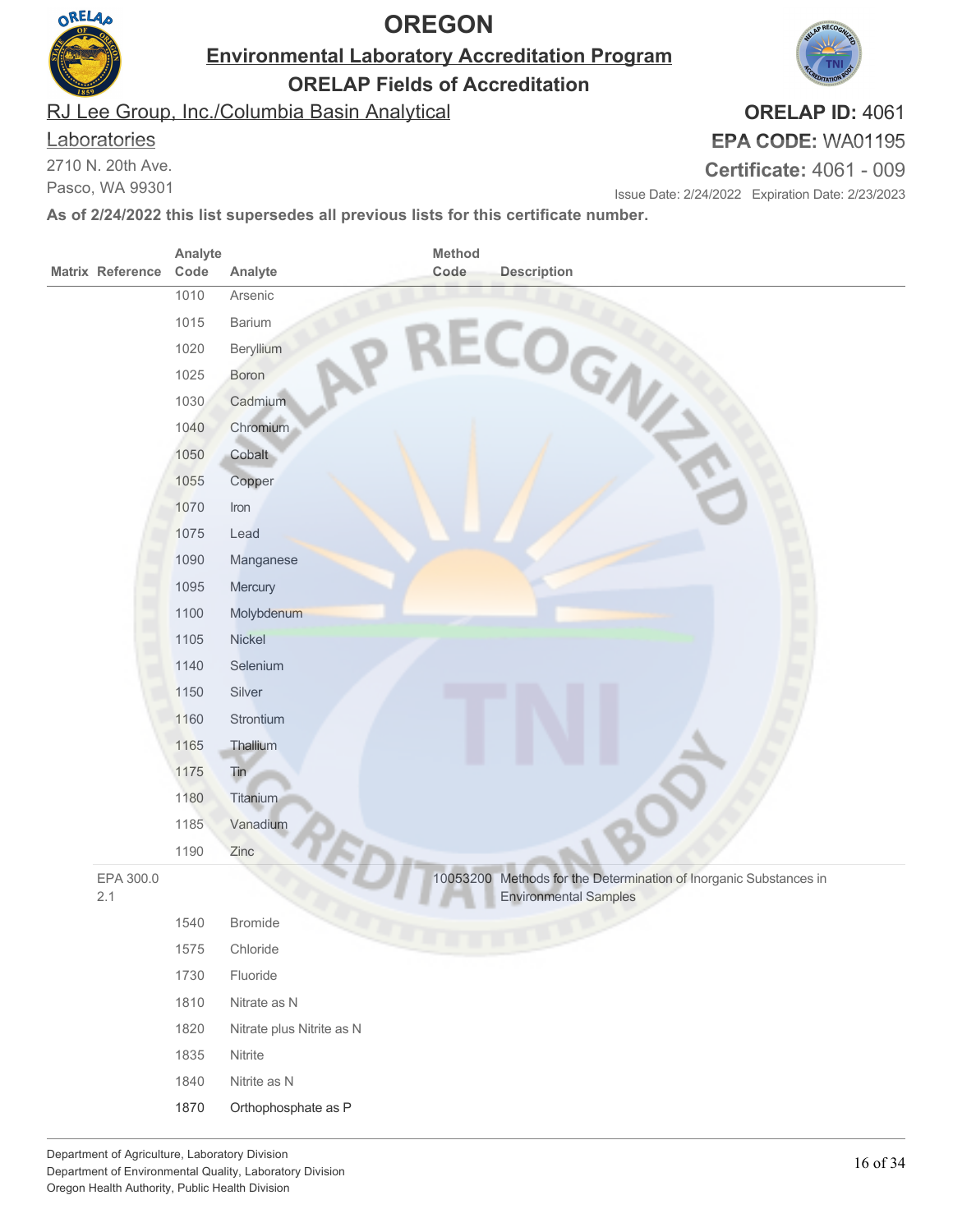# OREGON

## Environmental Laboratory Accreditation Program

## ORELAP Fields of Accreditation

RJ Lee Group, Inc./Columbia Basin Analytical Laboratories
2710 N. 20th Ave.
Pasco, WA 99301

**ORELAP ID:** 4061
**EPA CODE:** WA01195
**Certificate:** 4061 - 009
Issue Date: 2/24/2022 Expiration Date: 2/23/2023

**As of 2/24/2022 this list supersedes all previous lists for this certificate number.**

| Matrix | Reference | Analyte Code | Analyte | Method Code | Description |
|---|---|---|---|---|---|
| | | 1010 | Arsenic | | |
| | | 1015 | Barium | | |
| | | 1020 | Beryllium | | |
| | | 1025 | Boron | | |
| | | 1030 | Cadmium | | |
| | | 1040 | Chromium | | |
| | | 1050 | Cobalt | | |
| | | 1055 | Copper | | |
| | | 1070 | Iron | | |
| | | 1075 | Lead | | |
| | | 1090 | Manganese | | |
| | | 1095 | Mercury | | |
| | | 1100 | Molybdenum | | |
| | | 1105 | Nickel | | |
| | | 1140 | Selenium | | |
| | | 1150 | Silver | | |
| | | 1160 | Strontium | | |
| | | 1165 | Thallium | | |
| | | 1175 | Tin | | |
| | | 1180 | Titanium | | |
| | | 1185 | Vanadium | | |
| | | 1190 | Zinc | | |
| | EPA 300.0 2.1 | | | 10053200 | Methods for the Determination of Inorganic Substances in Environmental Samples |
| | | 1540 | Bromide | | |
| | | 1575 | Chloride | | |
| | | 1730 | Fluoride | | |
| | | 1810 | Nitrate as N | | |
| | | 1820 | Nitrate plus Nitrite as N | | |
| | | 1835 | Nitrite | | |
| | | 1840 | Nitrite as N | | |
| | | 1870 | Orthophosphate as P | | |

Department of Agriculture, Laboratory Division
Department of Environmental Quality, Laboratory Division
Oregon Health Authority, Public Health Division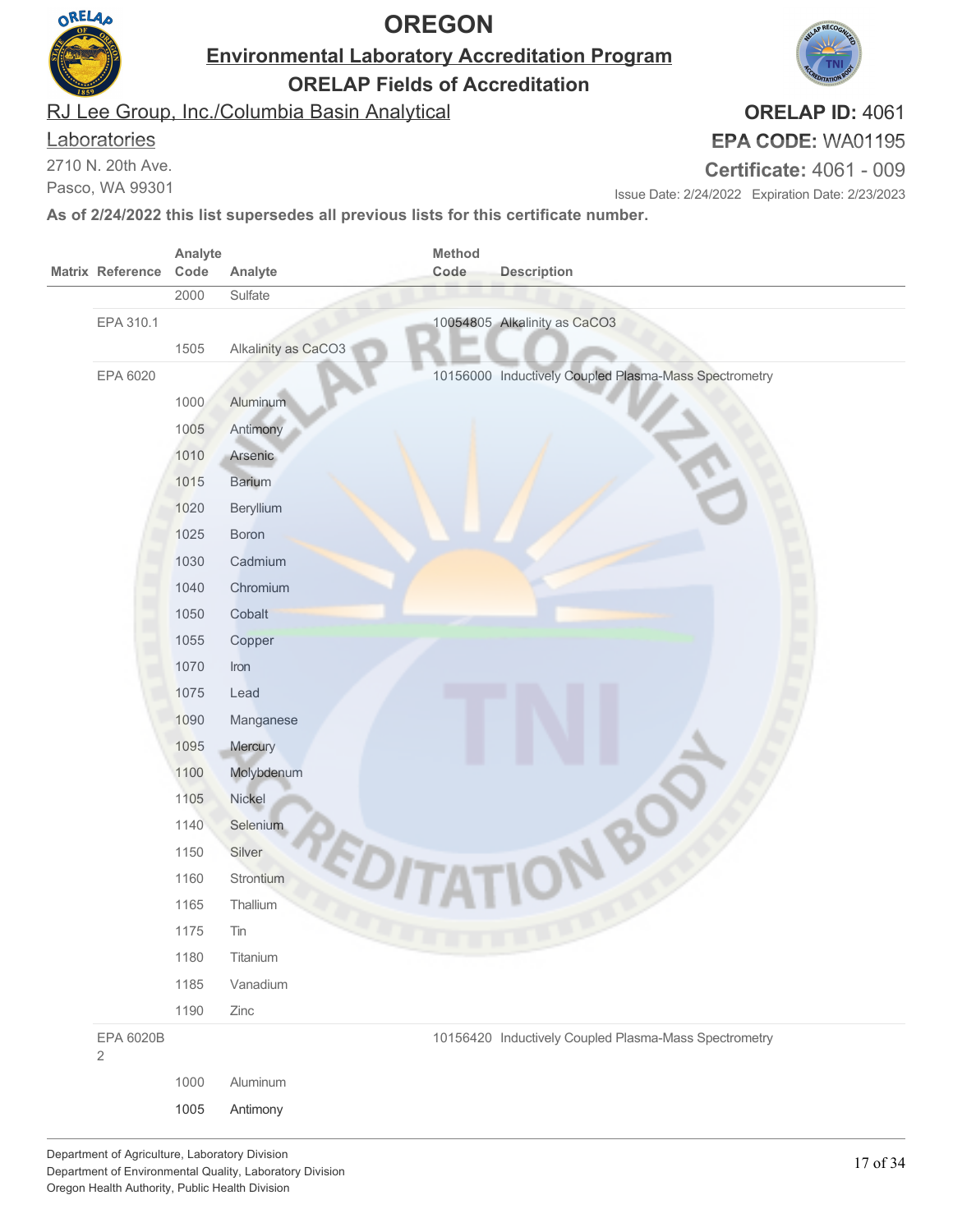# OREGON

## Environmental Laboratory Accreditation Program

### ORELAP Fields of Accreditation

RJ Lee Group, Inc./Columbia Basin Analytical Laboratories
2710 N. 20th Ave.
Pasco, WA 99301

**ORELAP ID:** 4061
**EPA CODE:** WA01195
**Certificate:** 4061 - 009

Issue Date: 2/24/2022 Expiration Date: 2/23/2023

**As of 2/24/2022 this list supersedes all previous lists for this certificate number.**

| Matrix | Reference | Analyte Code | Analyte | Method Code | Description |
|---|---|---|---|---|---|
| | | 2000 | Sulfate | | |
| | EPA 310.1 | | | 10054805 | Alkalinity as CaCO3 |
| | | 1505 | Alkalinity as CaCO3 | | |
| | EPA 6020 | | | 10156000 | Inductively Coupled Plasma-Mass Spectrometry |
| | | 1000 | Aluminum | | |
| | | 1005 | Antimony | | |
| | | 1010 | Arsenic | | |
| | | 1015 | Barium | | |
| | | 1020 | Beryllium | | |
| | | 1025 | Boron | | |
| | | 1030 | Cadmium | | |
| | | 1040 | Chromium | | |
| | | 1050 | Cobalt | | |
| | | 1055 | Copper | | |
| | | 1070 | Iron | | |
| | | 1075 | Lead | | |
| | | 1090 | Manganese | | |
| | | 1095 | Mercury | | |
| | | 1100 | Molybdenum | | |
| | | 1105 | Nickel | | |
| | | 1140 | Selenium | | |
| | | 1150 | Silver | | |
| | | 1160 | Strontium | | |
| | | 1165 | Thallium | | |
| | | 1175 | Tin | | |
| | | 1180 | Titanium | | |
| | | 1185 | Vanadium | | |
| | | 1190 | Zinc | | |
| | EPA 6020B 2 | | | 10156420 | Inductively Coupled Plasma-Mass Spectrometry |
| | | 1000 | Aluminum | | |
| | | 1005 | Antimony | | |

Department of Agriculture, Laboratory Division
Department of Environmental Quality, Laboratory Division
Oregon Health Authority, Public Health Division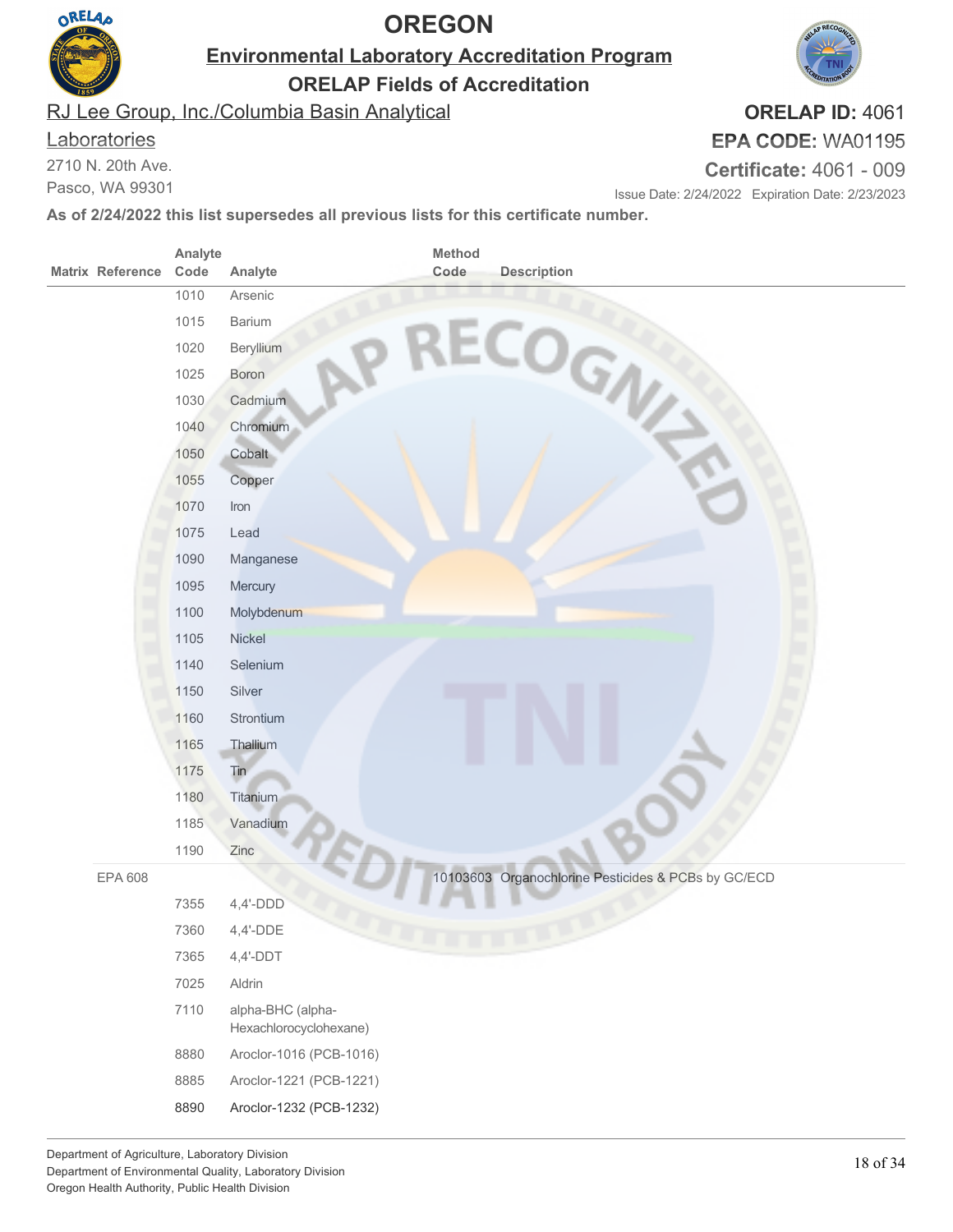# OREGON

## Environmental Laboratory Accreditation Program

### ORELAP Fields of Accreditation

RJ Lee Group, Inc./Columbia Basin Analytical Laboratories
2710 N. 20th Ave.
Pasco, WA 99301

**ORELAP ID:** 4061
**EPA CODE:** WA01195
**Certificate:** 4061 - 009
Issue Date: 2/24/2022 Expiration Date: 2/23/2023

**As of 2/24/2022 this list supersedes all previous lists for this certificate number.**

| Matrix | Reference | Analyte Code | Analyte | Method Code | Description |
|---|---|---|---|---|---|
| | | 1010 | Arsenic | | |
| | | 1015 | Barium | | |
| | | 1020 | Beryllium | | |
| | | 1025 | Boron | | |
| | | 1030 | Cadmium | | |
| | | 1040 | Chromium | | |
| | | 1050 | Cobalt | | |
| | | 1055 | Copper | | |
| | | 1070 | Iron | | |
| | | 1075 | Lead | | |
| | | 1090 | Manganese | | |
| | | 1095 | Mercury | | |
| | | 1100 | Molybdenum | | |
| | | 1105 | Nickel | | |
| | | 1140 | Selenium | | |
| | | 1150 | Silver | | |
| | | 1160 | Strontium | | |
| | | 1165 | Thallium | | |
| | | 1175 | Tin | | |
| | | 1180 | Titanium | | |
| | | 1185 | Vanadium | | |
| | | 1190 | Zinc | | |
| | EPA 608 | | | 10103603 | Organochlorine Pesticides & PCBs by GC/ECD |
| | | 7355 | 4,4'-DDD | | |
| | | 7360 | 4,4'-DDE | | |
| | | 7365 | 4,4'-DDT | | |
| | | 7025 | Aldrin | | |
| | | 7110 | alpha-BHC (alpha-Hexachlorocyclohexane) | | |
| | | 8880 | Aroclor-1016 (PCB-1016) | | |
| | | 8885 | Aroclor-1221 (PCB-1221) | | |
| | | 8890 | Aroclor-1232 (PCB-1232) | | |

Department of Agriculture, Laboratory Division
Department of Environmental Quality, Laboratory Division
Oregon Health Authority, Public Health Division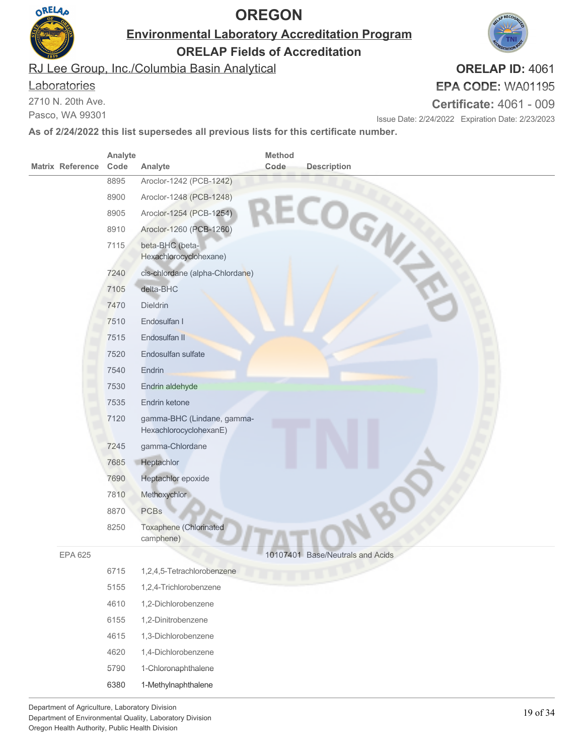# OREGON

## Environmental Laboratory Accreditation Program

## ORELAP Fields of Accreditation

RJ Lee Group, Inc./Columbia Basin Analytical Laboratories
2710 N. 20th Ave.
Pasco, WA 99301

**ORELAP ID:** 4061
**EPA CODE:** WA01195
**Certificate:** 4061 - 009

Issue Date: 2/24/2022 Expiration Date: 2/23/2023

**As of 2/24/2022 this list supersedes all previous lists for this certificate number.**

| Matrix | Reference | Analyte Code | Analyte | Method Code | Description |
|---|---|---|---|---|---|
| | | 8895 | Aroclor-1242 (PCB-1242) | | |
| | | 8900 | Aroclor-1248 (PCB-1248) | | |
| | | 8905 | Aroclor-1254 (PCB-1254) | | |
| | | 8910 | Aroclor-1260 (PCB-1260) | | |
| | | 7115 | beta-BHC (beta-Hexachlorocyclohexane) | | |
| | | 7240 | cis-chlordane (alpha-Chlordane) | | |
| | | 7105 | delta-BHC | | |
| | | 7470 | Dieldrin | | |
| | | 7510 | Endosulfan I | | |
| | | 7515 | Endosulfan II | | |
| | | 7520 | Endosulfan sulfate | | |
| | | 7540 | Endrin | | |
| | | 7530 | Endrin aldehyde | | |
| | | 7535 | Endrin ketone | | |
| | | 7120 | gamma-BHC (Lindane, gamma-HexachlorocyclohexanE) | | |
| | | 7245 | gamma-Chlordane | | |
| | | 7685 | Heptachlor | | |
| | | 7690 | Heptachlor epoxide | | |
| | | 7810 | Methoxychlor | | |
| | | 8870 | PCBs | | |
| | | 8250 | Toxaphene (Chlorinated camphene) | | |
| | EPA 625 | | | 10107401 | Base/Neutrals and Acids |
| | | 6715 | 1,2,4,5-Tetrachlorobenzene | | |
| | | 5155 | 1,2,4-Trichlorobenzene | | |
| | | 4610 | 1,2-Dichlorobenzene | | |
| | | 6155 | 1,2-Dinitrobenzene | | |
| | | 4615 | 1,3-Dichlorobenzene | | |
| | | 4620 | 1,4-Dichlorobenzene | | |
| | | 5790 | 1-Chloronaphthalene | | |
| | | 6380 | 1-Methylnaphthalene | | |

Department of Agriculture, Laboratory Division
Department of Environmental Quality, Laboratory Division
Oregon Health Authority, Public Health Division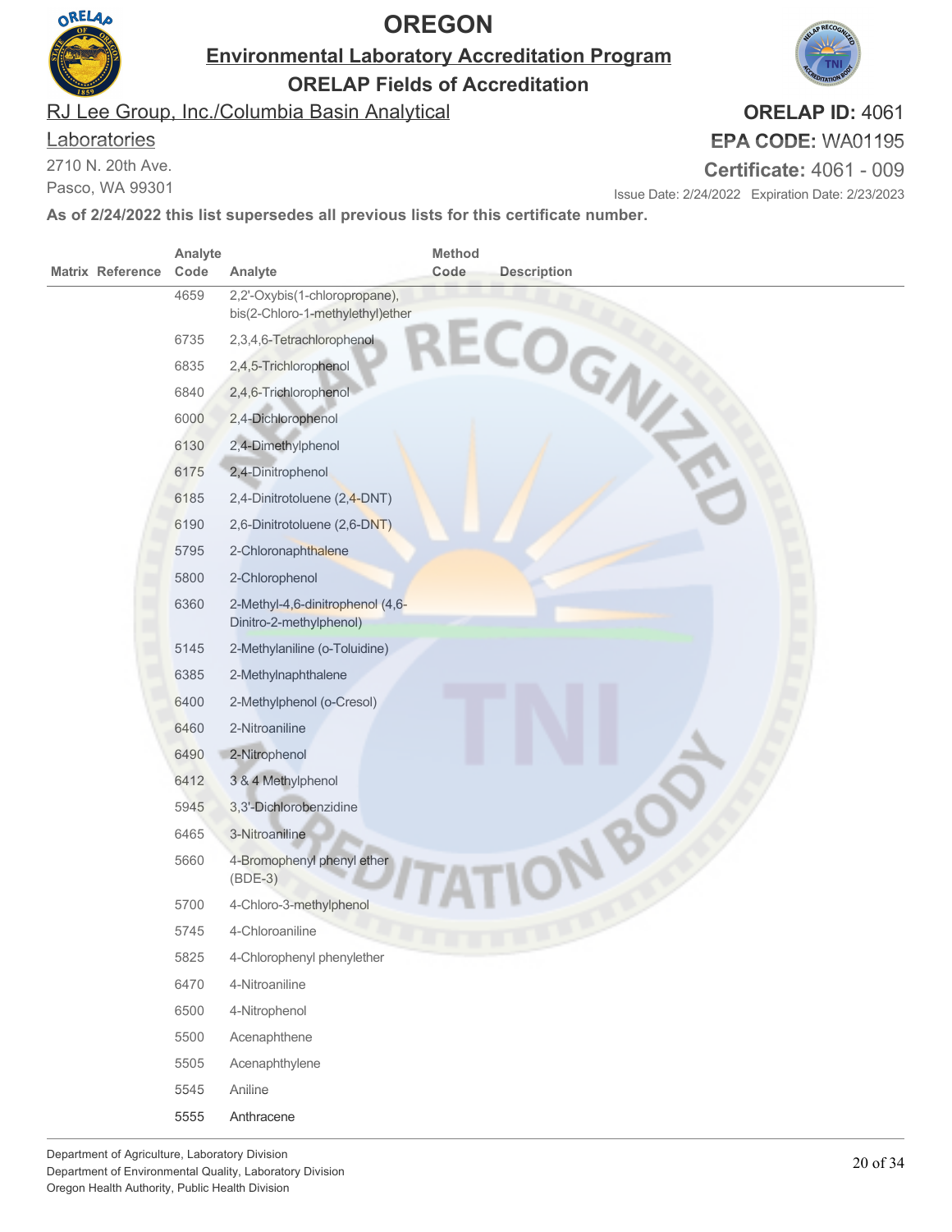# OREGON

## Environmental Laboratory Accreditation Program

### ORELAP Fields of Accreditation

RJ Lee Group, Inc./Columbia Basin Analytical Laboratories
2710 N. 20th Ave.
Pasco, WA 99301

**ORELAP ID:** 4061
**EPA CODE:** WA01195
**Certificate:** 4061 - 009
Issue Date: 2/24/2022 Expiration Date: 2/23/2023

**As of 2/24/2022 this list supersedes all previous lists for this certificate number.**

| Matrix | Reference | Analyte Code | Analyte | Method Code | Description |
|---|---|---|---|---|---|
| | | 4659 | 2,2'-Oxybis(1-chloropropane), bis(2-Chloro-1-methylethyl)ether | | |
| | | 6735 | 2,3,4,6-Tetrachlorophenol | | |
| | | 6835 | 2,4,5-Trichlorophenol | | |
| | | 6840 | 2,4,6-Trichlorophenol | | |
| | | 6000 | 2,4-Dichlorophenol | | |
| | | 6130 | 2,4-Dimethylphenol | | |
| | | 6175 | 2,4-Dinitrophenol | | |
| | | 6185 | 2,4-Dinitrotoluene (2,4-DNT) | | |
| | | 6190 | 2,6-Dinitrotoluene (2,6-DNT) | | |
| | | 5795 | 2-Chloronaphthalene | | |
| | | 5800 | 2-Chlorophenol | | |
| | | 6360 | 2-Methyl-4,6-dinitrophenol (4,6-Dinitro-2-methylphenol) | | |
| | | 5145 | 2-Methylaniline (o-Toluidine) | | |
| | | 6385 | 2-Methylnaphthalene | | |
| | | 6400 | 2-Methylphenol (o-Cresol) | | |
| | | 6460 | 2-Nitroaniline | | |
| | | 6490 | 2-Nitrophenol | | |
| | | 6412 | 3 & 4 Methylphenol | | |
| | | 5945 | 3,3'-Dichlorobenzidine | | |
| | | 6465 | 3-Nitroaniline | | |
| | | 5660 | 4-Bromophenyl phenyl ether (BDE-3) | | |
| | | 5700 | 4-Chloro-3-methylphenol | | |
| | | 5745 | 4-Chloroaniline | | |
| | | 5825 | 4-Chlorophenyl phenylether | | |
| | | 6470 | 4-Nitroaniline | | |
| | | 6500 | 4-Nitrophenol | | |
| | | 5500 | Acenaphthene | | |
| | | 5505 | Acenaphthylene | | |
| | | 5545 | Aniline | | |
| | | 5555 | Anthracene | | |

Department of Agriculture, Laboratory Division
Department of Environmental Quality, Laboratory Division
Oregon Health Authority, Public Health Division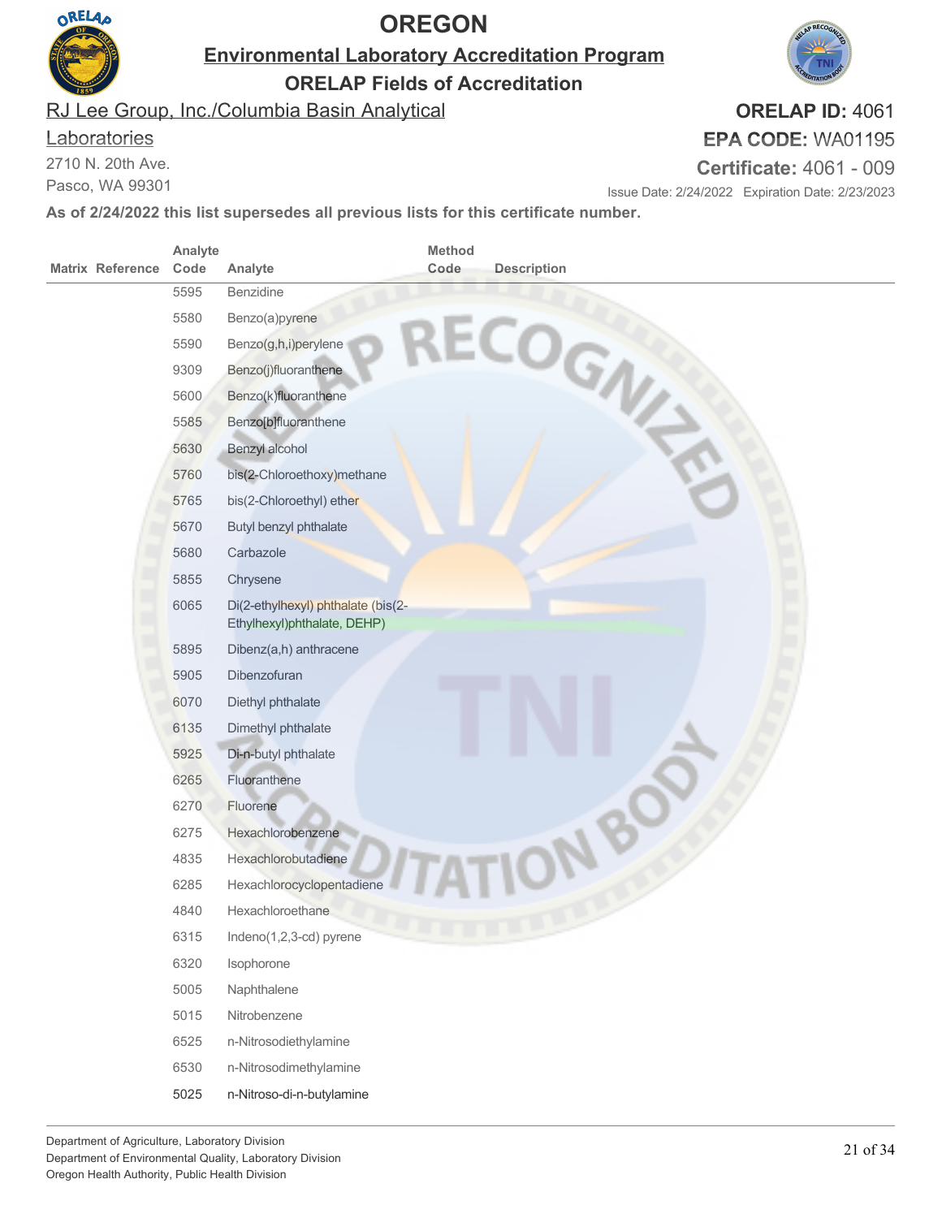# OREGON

## Environmental Laboratory Accreditation Program

### ORELAP Fields of Accreditation

RJ Lee Group, Inc./Columbia Basin Analytical Laboratories
2710 N. 20th Ave.
Pasco, WA 99301

**ORELAP ID:** 4061
**EPA CODE:** WA01195
**Certificate:** 4061 - 009
Issue Date: 2/24/2022 Expiration Date: 2/23/2023

**As of 2/24/2022 this list supersedes all previous lists for this certificate number.**

| Matrix | Reference | Analyte Code | Analyte | Method Code | Description |
|---|---|---|---|---|---|
| | | 5595 | Benzidine | | |
| | | 5580 | Benzo(a)pyrene | | |
| | | 5590 | Benzo(g,h,i)perylene | | |
| | | 9309 | Benzo(j)fluoranthene | | |
| | | 5600 | Benzo(k)fluoranthene | | |
| | | 5585 | Benzo[b]fluoranthene | | |
| | | 5630 | Benzyl alcohol | | |
| | | 5760 | bis(2-Chloroethoxy)methane | | |
| | | 5765 | bis(2-Chloroethyl) ether | | |
| | | 5670 | Butyl benzyl phthalate | | |
| | | 5680 | Carbazole | | |
| | | 5855 | Chrysene | | |
| | | 6065 | Di(2-ethylhexyl) phthalate (bis(2-Ethylhexyl)phthalate, DEHP) | | |
| | | 5895 | Dibenz(a,h) anthracene | | |
| | | 5905 | Dibenzofuran | | |
| | | 6070 | Diethyl phthalate | | |
| | | 6135 | Dimethyl phthalate | | |
| | | 5925 | Di-n-butyl phthalate | | |
| | | 6265 | Fluoranthene | | |
| | | 6270 | Fluorene | | |
| | | 6275 | Hexachlorobenzene | | |
| | | 4835 | Hexachlorobutadiene | | |
| | | 6285 | Hexachlorocyclopentadiene | | |
| | | 4840 | Hexachloroethane | | |
| | | 6315 | Indeno(1,2,3-cd) pyrene | | |
| | | 6320 | Isophorone | | |
| | | 5005 | Naphthalene | | |
| | | 5015 | Nitrobenzene | | |
| | | 6525 | n-Nitrosodiethylamine | | |
| | | 6530 | n-Nitrosodimethylamine | | |
| | | 5025 | n-Nitroso-di-n-butylamine | | |

Department of Agriculture, Laboratory Division
Department of Environmental Quality, Laboratory Division
Oregon Health Authority, Public Health Division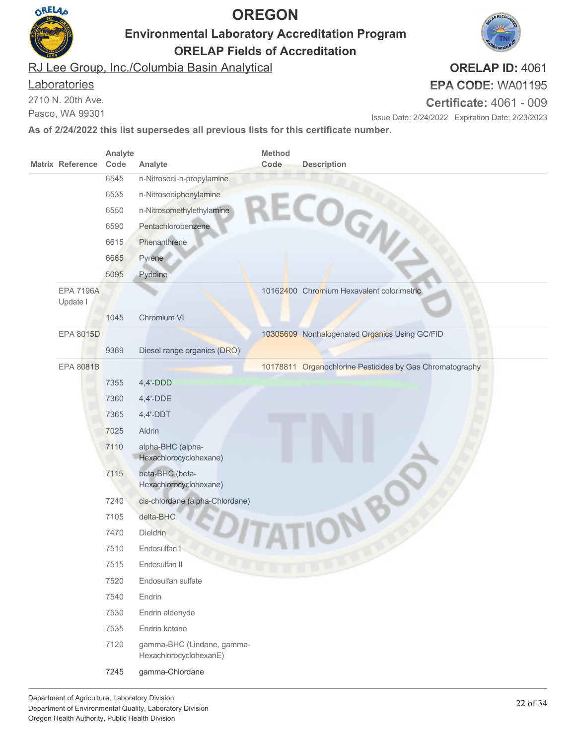# OREGON

## Environmental Laboratory Accreditation Program

### ORELAP Fields of Accreditation

RJ Lee Group, Inc./Columbia Basin Analytical Laboratories
2710 N. 20th Ave.
Pasco, WA 99301

**ORELAP ID:** 4061
**EPA CODE:** WA01195
**Certificate:** 4061 - 009
Issue Date: 2/24/2022 Expiration Date: 2/23/2023

**As of 2/24/2022 this list supersedes all previous lists for this certificate number.**

| Matrix | Reference | Analyte Code | Analyte | Method Code | Description |
|---|---|---|---|---|---|
| | | 6545 | n-Nitrosodi-n-propylamine | | |
| | | 6535 | n-Nitrosodiphenylamine | | |
| | | 6550 | n-Nitrosomethylethylamine | | |
| | | 6590 | Pentachlorobenzene | | |
| | | 6615 | Phenanthrene | | |
| | | 6665 | Pyrene | | |
| | | 5095 | Pyridine | | |
| | EPA 7196A Update I | | | 10162400 | Chromium Hexavalent colorimetric |
| | | 1045 | Chromium VI | | |
| | EPA 8015D | | | 10305609 | Nonhalogenated Organics Using GC/FID |
| | | 9369 | Diesel range organics (DRO) | | |
| | EPA 8081B | | | 10178811 | Organochlorine Pesticides by Gas Chromatography |
| | | 7355 | 4,4'-DDD | | |
| | | 7360 | 4,4'-DDE | | |
| | | 7365 | 4,4'-DDT | | |
| | | 7025 | Aldrin | | |
| | | 7110 | alpha-BHC (alpha-Hexachlorocyclohexane) | | |
| | | 7115 | beta-BHC (beta-Hexachlorocyclohexane) | | |
| | | 7240 | cis-chlordane (alpha-Chlordane) | | |
| | | 7105 | delta-BHC | | |
| | | 7470 | Dieldrin | | |
| | | 7510 | Endosulfan I | | |
| | | 7515 | Endosulfan II | | |
| | | 7520 | Endosulfan sulfate | | |
| | | 7540 | Endrin | | |
| | | 7530 | Endrin aldehyde | | |
| | | 7535 | Endrin ketone | | |
| | | 7120 | gamma-BHC (Lindane, gamma-HexachlorocyclohexanE) | | |
| | | 7245 | gamma-Chlordane | | |

Department of Agriculture, Laboratory Division
Department of Environmental Quality, Laboratory Division
Oregon Health Authority, Public Health Division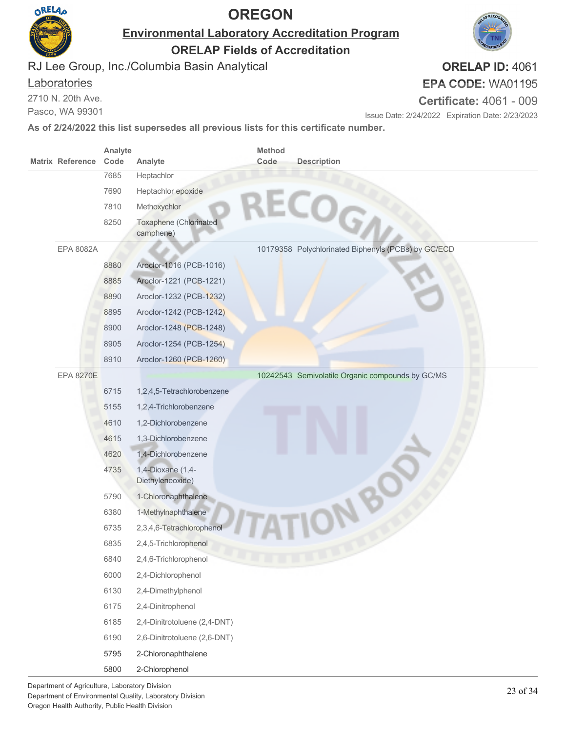# OREGON

## Environmental Laboratory Accreditation Program

### ORELAP Fields of Accreditation

RJ Lee Group, Inc./Columbia Basin Analytical Laboratories
2710 N. 20th Ave.
Pasco, WA 99301

**ORELAP ID:** 4061
**EPA CODE:** WA01195
**Certificate:** 4061 - 009
Issue Date: 2/24/2022 Expiration Date: 2/23/2023

**As of 2/24/2022 this list supersedes all previous lists for this certificate number.**

| Matrix | Reference | Analyte Code | Analyte | Method Code | Description |
|---|---|---|---|---|---|
| | | 7685 | Heptachlor | | |
| | | 7690 | Heptachlor epoxide | | |
| | | 7810 | Methoxychlor | | |
| | | 8250 | Toxaphene (Chlorinated camphene) | | |
| | EPA 8082A | | | 10179358 | Polychlorinated Biphenyls (PCBs) by GC/ECD |
| | | 8880 | Aroclor-1016 (PCB-1016) | | |
| | | 8885 | Aroclor-1221 (PCB-1221) | | |
| | | 8890 | Aroclor-1232 (PCB-1232) | | |
| | | 8895 | Aroclor-1242 (PCB-1242) | | |
| | | 8900 | Aroclor-1248 (PCB-1248) | | |
| | | 8905 | Aroclor-1254 (PCB-1254) | | |
| | | 8910 | Aroclor-1260 (PCB-1260) | | |
| | EPA 8270E | | | 10242543 | Semivolatile Organic compounds by GC/MS |
| | | 6715 | 1,2,4,5-Tetrachlorobenzene | | |
| | | 5155 | 1,2,4-Trichlorobenzene | | |
| | | 4610 | 1,2-Dichlorobenzene | | |
| | | 4615 | 1,3-Dichlorobenzene | | |
| | | 4620 | 1,4-Dichlorobenzene | | |
| | | 4735 | 1,4-Dioxane (1,4-Diethyleneoxide) | | |
| | | 5790 | 1-Chloronaphthalene | | |
| | | 6380 | 1-Methylnaphthalene | | |
| | | 6735 | 2,3,4,6-Tetrachlorophenol | | |
| | | 6835 | 2,4,5-Trichlorophenol | | |
| | | 6840 | 2,4,6-Trichlorophenol | | |
| | | 6000 | 2,4-Dichlorophenol | | |
| | | 6130 | 2,4-Dimethylphenol | | |
| | | 6175 | 2,4-Dinitrophenol | | |
| | | 6185 | 2,4-Dinitrotoluene (2,4-DNT) | | |
| | | 6190 | 2,6-Dinitrotoluene (2,6-DNT) | | |
| | | 5795 | 2-Chloronaphthalene | | |
| | | 5800 | 2-Chlorophenol | | |

Department of Agriculture, Laboratory Division
Department of Environmental Quality, Laboratory Division
Oregon Health Authority, Public Health Division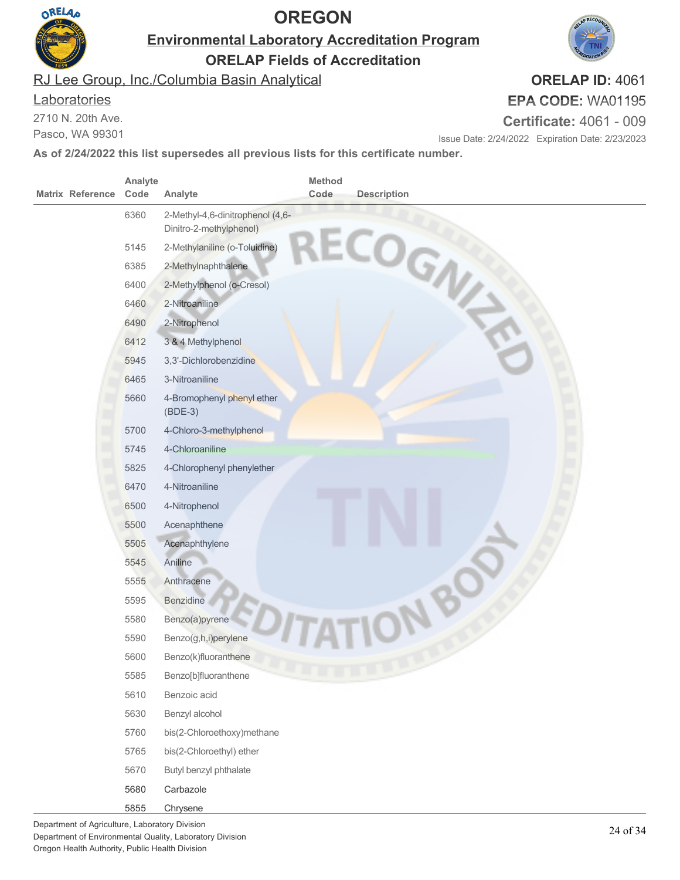# OREGON

## Environmental Laboratory Accreditation Program

### ORELAP Fields of Accreditation

RJ Lee Group, Inc./Columbia Basin Analytical Laboratories
2710 N. 20th Ave.
Pasco, WA 99301

**ORELAP ID:** 4061
**EPA CODE:** WA01195
**Certificate:** 4061 - 009
Issue Date: 2/24/2022 Expiration Date: 2/23/2023

**As of 2/24/2022 this list supersedes all previous lists for this certificate number.**

| Matrix | Reference | Analyte Code | Analyte | Method Code | Description |
|---|---|---|---|---|---|
| | | 6360 | 2-Methyl-4,6-dinitrophenol (4,6-Dinitro-2-methylphenol) | | |
| | | 5145 | 2-Methylaniline (o-Toluidine) | | |
| | | 6385 | 2-Methylnaphthalene | | |
| | | 6400 | 2-Methylphenol (o-Cresol) | | |
| | | 6460 | 2-Nitroaniline | | |
| | | 6490 | 2-Nitrophenol | | |
| | | 6412 | 3 & 4 Methylphenol | | |
| | | 5945 | 3,3'-Dichlorobenzidine | | |
| | | 6465 | 3-Nitroaniline | | |
| | | 5660 | 4-Bromophenyl phenyl ether (BDE-3) | | |
| | | 5700 | 4-Chloro-3-methylphenol | | |
| | | 5745 | 4-Chloroaniline | | |
| | | 5825 | 4-Chlorophenyl phenylether | | |
| | | 6470 | 4-Nitroaniline | | |
| | | 6500 | 4-Nitrophenol | | |
| | | 5500 | Acenaphthene | | |
| | | 5505 | Acenaphthylene | | |
| | | 5545 | Aniline | | |
| | | 5555 | Anthracene | | |
| | | 5595 | Benzidine | | |
| | | 5580 | Benzo(a)pyrene | | |
| | | 5590 | Benzo(g,h,i)perylene | | |
| | | 5600 | Benzo(k)fluoranthene | | |
| | | 5585 | Benzo[b]fluoranthene | | |
| | | 5610 | Benzoic acid | | |
| | | 5630 | Benzyl alcohol | | |
| | | 5760 | bis(2-Chloroethoxy)methane | | |
| | | 5765 | bis(2-Chloroethyl) ether | | |
| | | 5670 | Butyl benzyl phthalate | | |
| | | 5680 | Carbazole | | |
| | | 5855 | Chrysene | | |

Department of Agriculture, Laboratory Division
Department of Environmental Quality, Laboratory Division
Oregon Health Authority, Public Health Division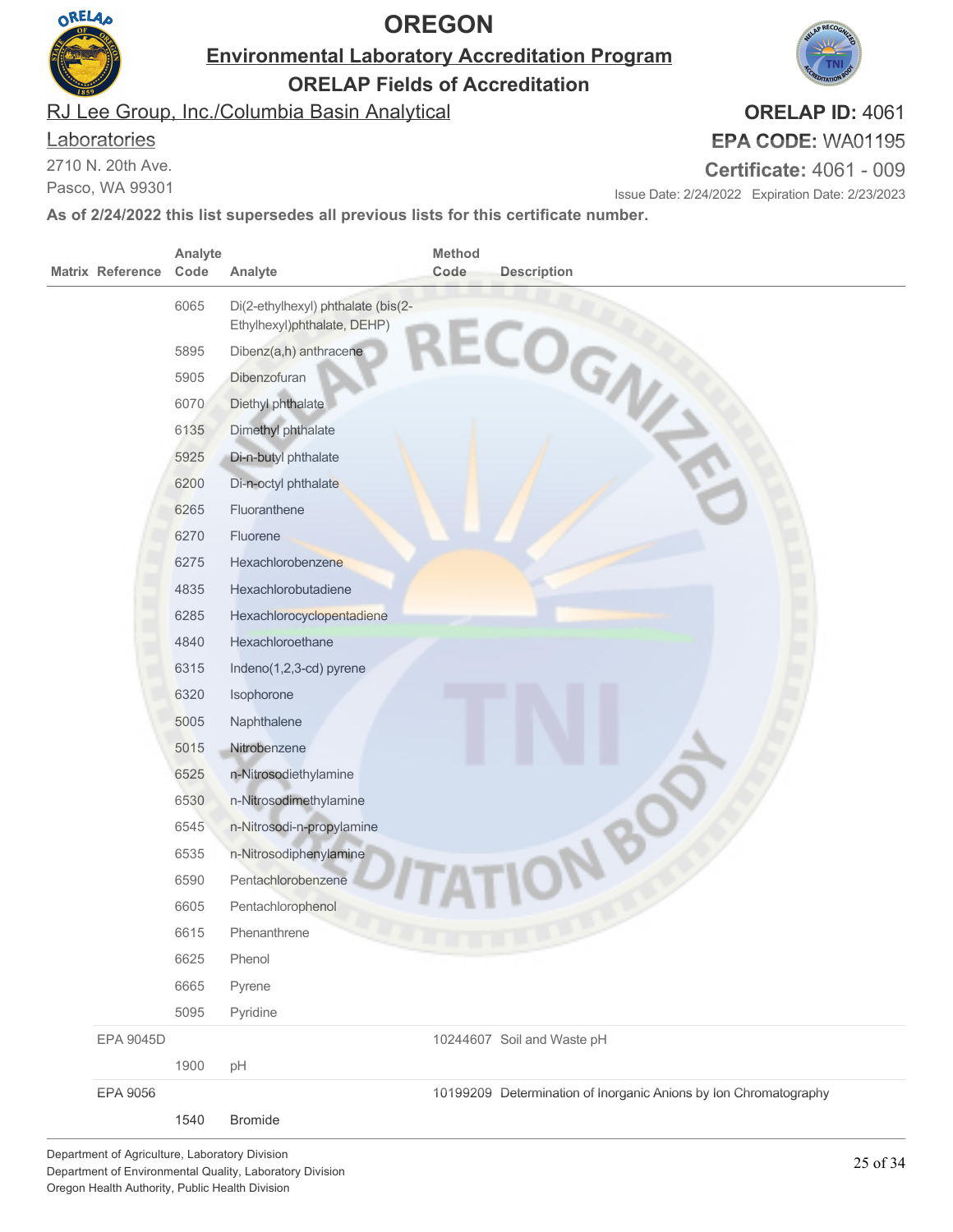# OREGON

## Environmental Laboratory Accreditation Program

### ORELAP Fields of Accreditation

RJ Lee Group, Inc./Columbia Basin Analytical Laboratories
2710 N. 20th Ave.
Pasco, WA 99301

**ORELAP ID:** 4061
**EPA CODE:** WA01195
**Certificate:** 4061 - 009
Issue Date: 2/24/2022 Expiration Date: 2/23/2023

**As of 2/24/2022 this list supersedes all previous lists for this certificate number.**

| Matrix | Reference | Analyte Code | Analyte | Method Code | Description |
|---|---|---|---|---|---|
| | | 6065 | Di(2-ethylhexyl) phthalate (bis(2-Ethylhexyl)phthalate, DEHP) | | |
| | | 5895 | Dibenz(a,h) anthracene | | |
| | | 5905 | Dibenzofuran | | |
| | | 6070 | Diethyl phthalate | | |
| | | 6135 | Dimethyl phthalate | | |
| | | 5925 | Di-n-butyl phthalate | | |
| | | 6200 | Di-n-octyl phthalate | | |
| | | 6265 | Fluoranthene | | |
| | | 6270 | Fluorene | | |
| | | 6275 | Hexachlorobenzene | | |
| | | 4835 | Hexachlorobutadiene | | |
| | | 6285 | Hexachlorocyclopentadiene | | |
| | | 4840 | Hexachloroethane | | |
| | | 6315 | Indeno(1,2,3-cd) pyrene | | |
| | | 6320 | Isophorone | | |
| | | 5005 | Naphthalene | | |
| | | 5015 | Nitrobenzene | | |
| | | 6525 | n-Nitrosodiethylamine | | |
| | | 6530 | n-Nitrosodimethylamine | | |
| | | 6545 | n-Nitrosodi-n-propylamine | | |
| | | 6535 | n-Nitrosodiphenylamine | | |
| | | 6590 | Pentachlorobenzene | | |
| | | 6605 | Pentachlorophenol | | |
| | | 6615 | Phenanthrene | | |
| | | 6625 | Phenol | | |
| | | 6665 | Pyrene | | |
| | | 5095 | Pyridine | | |
| | EPA 9045D | | | 10244607 | Soil and Waste pH |
| | | 1900 | pH | | |
| | EPA 9056 | | | 10199209 | Determination of Inorganic Anions by Ion Chromatography |
| | | 1540 | Bromide | | |

Department of Agriculture, Laboratory Division
Department of Environmental Quality, Laboratory Division
Oregon Health Authority, Public Health Division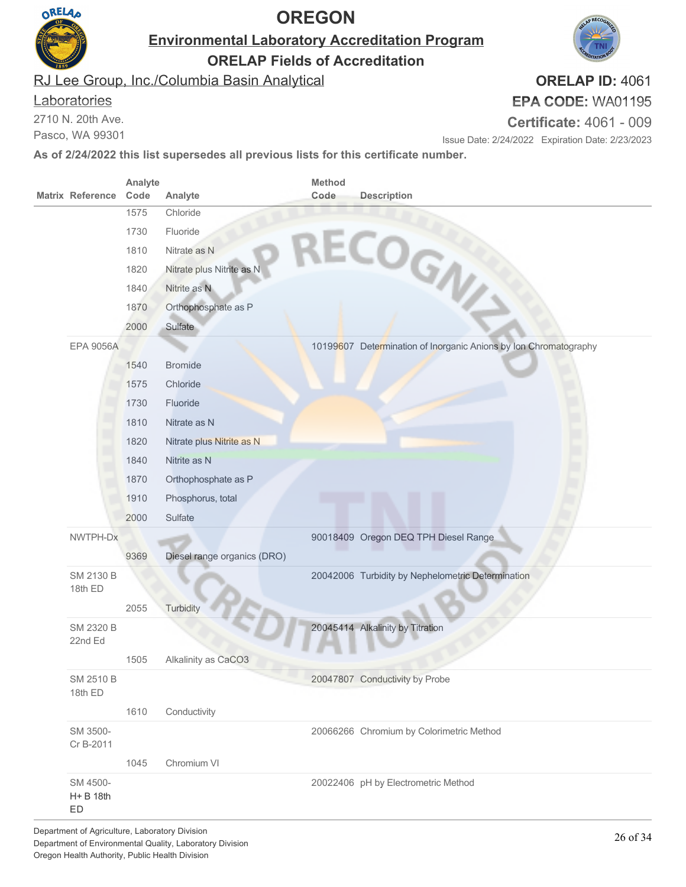# OREGON

## Environmental Laboratory Accreditation Program

### ORELAP Fields of Accreditation

RJ Lee Group, Inc./Columbia Basin Analytical Laboratories
2710 N. 20th Ave.
Pasco, WA 99301

**ORELAP ID:** 4061
**EPA CODE:** WA01195
**Certificate:** 4061 - 009

Issue Date: 2/24/2022 Expiration Date: 2/23/2023

**As of 2/24/2022 this list supersedes all previous lists for this certificate number.**

| Matrix | Reference | Analyte Code | Analyte | Method Code | Description |
|---|---|---|---|---|---|
| | | 1575 | Chloride | | |
| | | 1730 | Fluoride | | |
| | | 1810 | Nitrate as N | | |
| | | 1820 | Nitrate plus Nitrite as N | | |
| | | 1840 | Nitrite as N | | |
| | | 1870 | Orthophosphate as P | | |
| | | 2000 | Sulfate | | |
| | EPA 9056A | | | 10199607 | Determination of Inorganic Anions by Ion Chromatography |
| | | 1540 | Bromide | | |
| | | 1575 | Chloride | | |
| | | 1730 | Fluoride | | |
| | | 1810 | Nitrate as N | | |
| | | 1820 | Nitrate plus Nitrite as N | | |
| | | 1840 | Nitrite as N | | |
| | | 1870 | Orthophosphate as P | | |
| | | 1910 | Phosphorus, total | | |
| | | 2000 | Sulfate | | |
| | NWTPH-Dx | | | 90018409 | Oregon DEQ TPH Diesel Range |
| | | 9369 | Diesel range organics (DRO) | | |
| | SM 2130 B 18th ED | | | 20042006 | Turbidity by Nephelometric Determination |
| | | 2055 | Turbidity | | |
| | SM 2320 B 22nd Ed | | | 20045414 | Alkalinity by Titration |
| | | 1505 | Alkalinity as CaCO3 | | |
| | SM 2510 B 18th ED | | | 20047807 | Conductivity by Probe |
| | | 1610 | Conductivity | | |
| | SM 3500-Cr B-2011 | | | 20066266 | Chromium by Colorimetric Method |
| | | 1045 | Chromium VI | | |
| | SM 4500-H+ B 18th ED | | | 20022406 | pH by Electrometric Method |

Department of Agriculture, Laboratory Division
Department of Environmental Quality, Laboratory Division
Oregon Health Authority, Public Health Division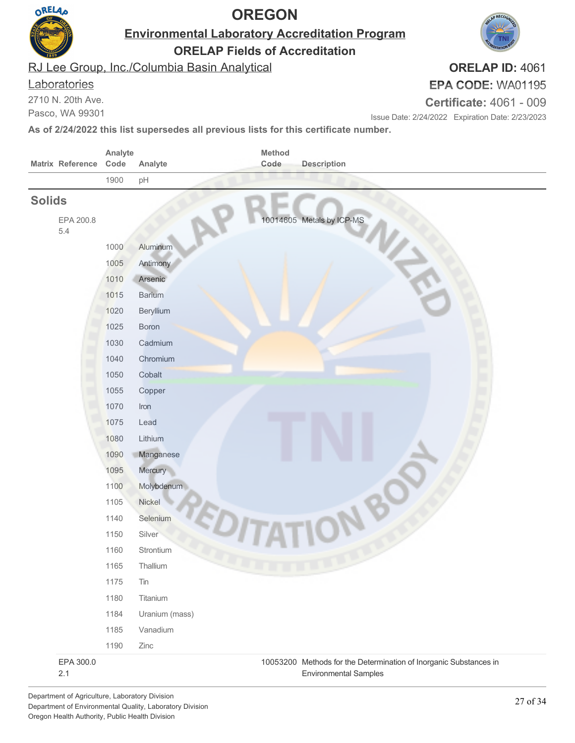# OREGON

## Environmental Laboratory Accreditation Program

## ORELAP Fields of Accreditation

RJ Lee Group, Inc./Columbia Basin Analytical Laboratories
2710 N. 20th Ave.
Pasco, WA 99301

**ORELAP ID:** 4061
**EPA CODE:** WA01195
**Certificate:** 4061 - 009
Issue Date: 2/24/2022 Expiration Date: 2/23/2023

**As of 2/24/2022 this list supersedes all previous lists for this certificate number.**

| Matrix | Reference | Analyte Code | Analyte | Method Code | Description |
|---|---|---|---|---|---|
| | | 1900 | pH | | |
| **Solids** | | | | | |
| | EPA 200.8 5.4 | | | 10014605 | Metals by ICP-MS |
| | | 1000 | Aluminum | | |
| | | 1005 | Antimony | | |
| | | 1010 | Arsenic | | |
| | | 1015 | Barium | | |
| | | 1020 | Beryllium | | |
| | | 1025 | Boron | | |
| | | 1030 | Cadmium | | |
| | | 1040 | Chromium | | |
| | | 1050 | Cobalt | | |
| | | 1055 | Copper | | |
| | | 1070 | Iron | | |
| | | 1075 | Lead | | |
| | | 1080 | Lithium | | |
| | | 1090 | Manganese | | |
| | | 1095 | Mercury | | |
| | | 1100 | Molybdenum | | |
| | | 1105 | Nickel | | |
| | | 1140 | Selenium | | |
| | | 1150 | Silver | | |
| | | 1160 | Strontium | | |
| | | 1165 | Thallium | | |
| | | 1175 | Tin | | |
| | | 1180 | Titanium | | |
| | | 1184 | Uranium (mass) | | |
| | | 1185 | Vanadium | | |
| | | 1190 | Zinc | | |
| | EPA 300.0 2.1 | | | 10053200 | Methods for the Determination of Inorganic Substances in Environmental Samples |

Department of Agriculture, Laboratory Division
Department of Environmental Quality, Laboratory Division
Oregon Health Authority, Public Health Division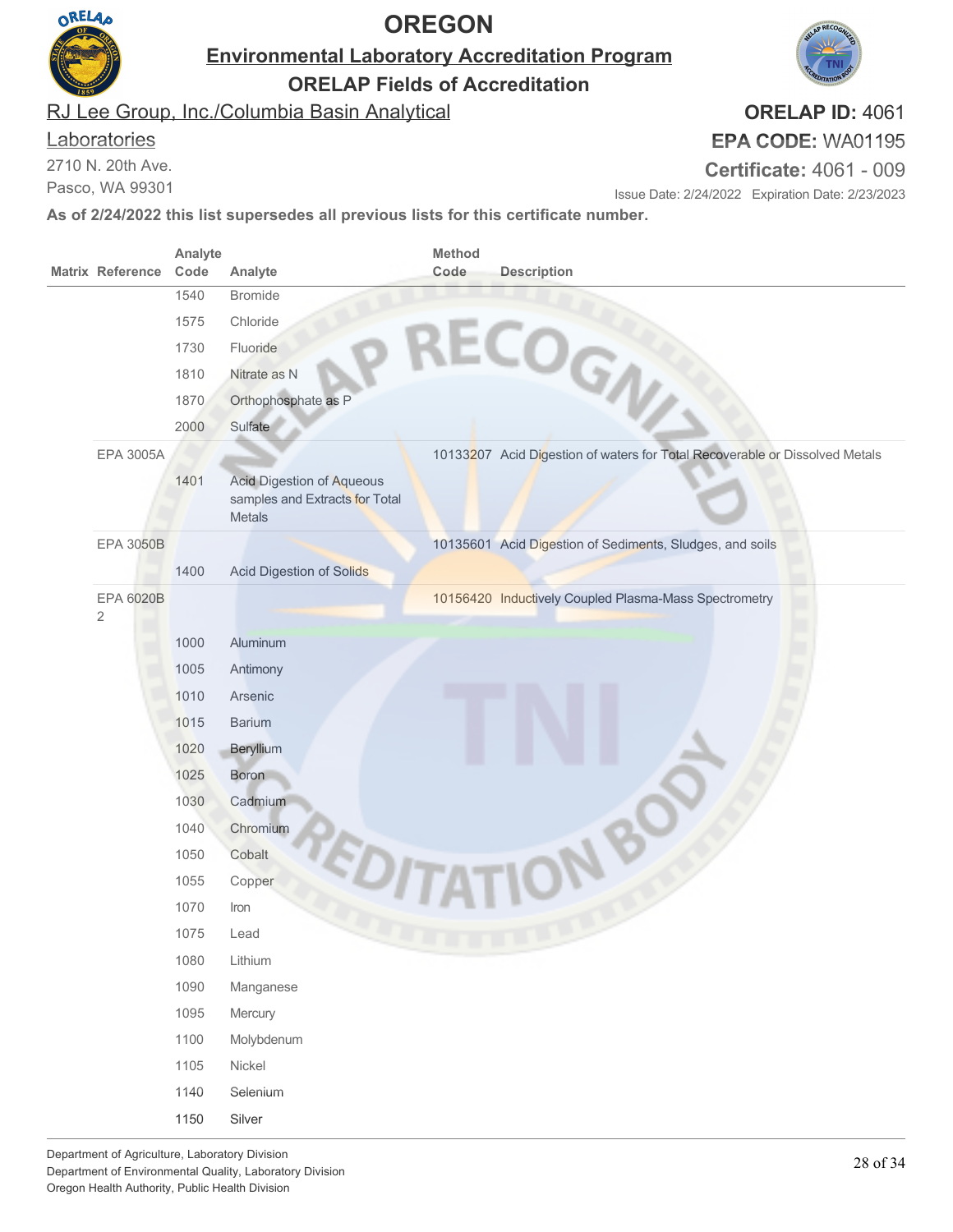# OREGON

## Environmental Laboratory Accreditation Program

### ORELAP Fields of Accreditation

RJ Lee Group, Inc./Columbia Basin Analytical Laboratories
2710 N. 20th Ave.
Pasco, WA 99301

**ORELAP ID:** 4061
**EPA CODE:** WA01195
**Certificate:** 4061 - 009
Issue Date: 2/24/2022 Expiration Date: 2/23/2023

**As of 2/24/2022 this list supersedes all previous lists for this certificate number.**

| Matrix | Reference | Analyte Code | Analyte | Method Code | Description |
|---|---|---|---|---|---|
| | | 1540 | Bromide | | |
| | | 1575 | Chloride | | |
| | | 1730 | Fluoride | | |
| | | 1810 | Nitrate as N | | |
| | | 1870 | Orthophosphate as P | | |
| | | 2000 | Sulfate | | |
| | EPA 3005A | | | 10133207 | Acid Digestion of waters for Total Recoverable or Dissolved Metals |
| | | 1401 | Acid Digestion of Aqueous samples and Extracts for Total Metals | | |
| | EPA 3050B | | | 10135601 | Acid Digestion of Sediments, Sludges, and soils |
| | | 1400 | Acid Digestion of Solids | | |
| | EPA 6020B 2 | | | 10156420 | Inductively Coupled Plasma-Mass Spectrometry |
| | | 1000 | Aluminum | | |
| | | 1005 | Antimony | | |
| | | 1010 | Arsenic | | |
| | | 1015 | Barium | | |
| | | 1020 | Beryllium | | |
| | | 1025 | Boron | | |
| | | 1030 | Cadmium | | |
| | | 1040 | Chromium | | |
| | | 1050 | Cobalt | | |
| | | 1055 | Copper | | |
| | | 1070 | Iron | | |
| | | 1075 | Lead | | |
| | | 1080 | Lithium | | |
| | | 1090 | Manganese | | |
| | | 1095 | Mercury | | |
| | | 1100 | Molybdenum | | |
| | | 1105 | Nickel | | |
| | | 1140 | Selenium | | |
| | | 1150 | Silver | | |

Department of Agriculture, Laboratory Division
Department of Environmental Quality, Laboratory Division
Oregon Health Authority, Public Health Division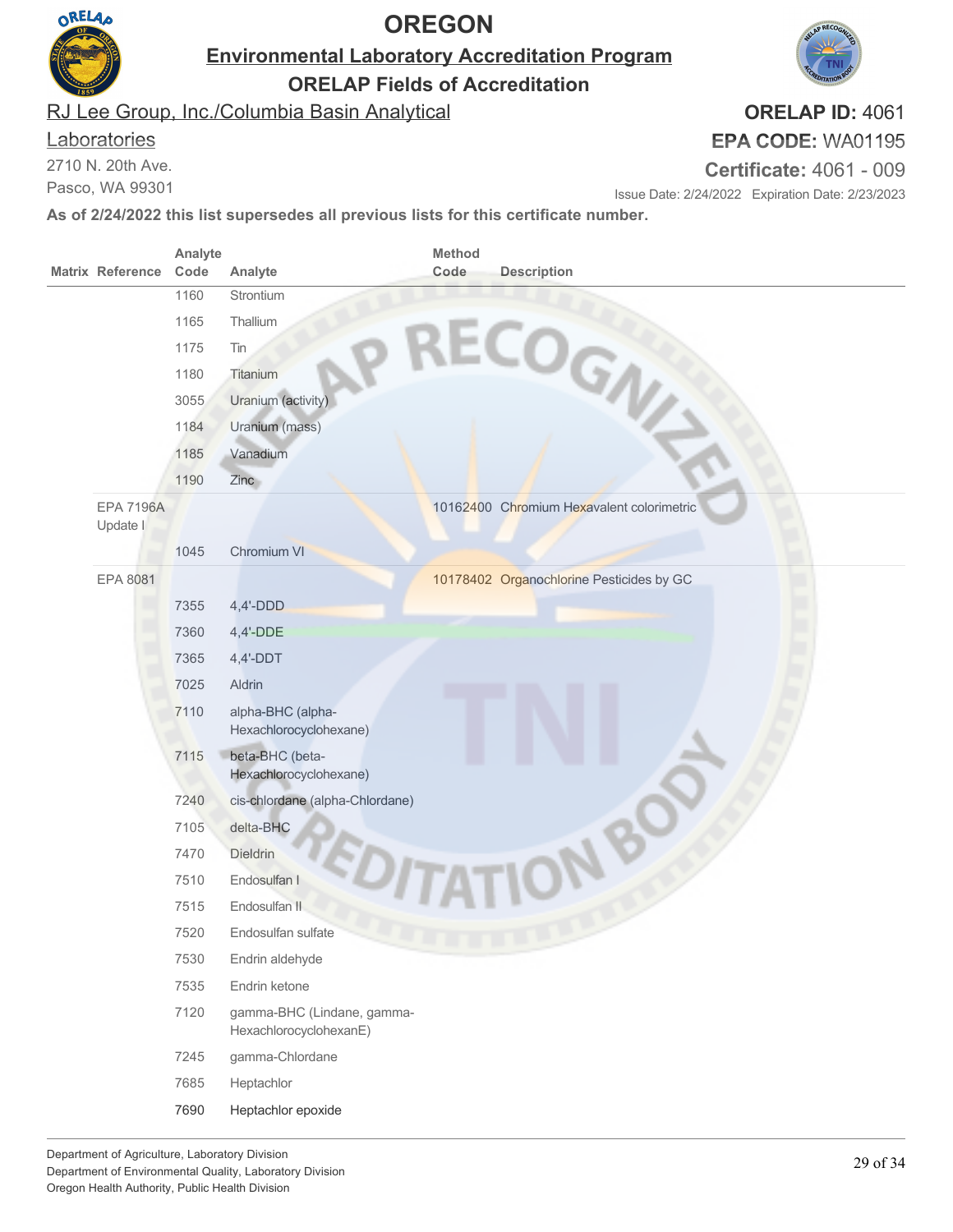# OREGON

## Environmental Laboratory Accreditation Program

### ORELAP Fields of Accreditation

RJ Lee Group, Inc./Columbia Basin Analytical Laboratories
2710 N. 20th Ave.
Pasco, WA 99301

**ORELAP ID:** 4061
**EPA CODE:** WA01195
**Certificate:** 4061 - 009
Issue Date: 2/24/2022 Expiration Date: 2/23/2023

**As of 2/24/2022 this list supersedes all previous lists for this certificate number.**

| Matrix | Reference | Analyte Code | Analyte | Method Code | Description |
|---|---|---|---|---|---|
| | | 1160 | Strontium | | |
| | | 1165 | Thallium | | |
| | | 1175 | Tin | | |
| | | 1180 | Titanium | | |
| | | 3055 | Uranium (activity) | | |
| | | 1184 | Uranium (mass) | | |
| | | 1185 | Vanadium | | |
| | | 1190 | Zinc | | |
| | EPA 7196A Update I | | | 10162400 | Chromium Hexavalent colorimetric |
| | | 1045 | Chromium VI | | |
| | EPA 8081 | | | 10178402 | Organochlorine Pesticides by GC |
| | | 7355 | 4,4'-DDD | | |
| | | 7360 | 4,4'-DDE | | |
| | | 7365 | 4,4'-DDT | | |
| | | 7025 | Aldrin | | |
| | | 7110 | alpha-BHC (alpha-Hexachlorocyclohexane) | | |
| | | 7115 | beta-BHC (beta-Hexachlorocyclohexane) | | |
| | | 7240 | cis-chlordane (alpha-Chlordane) | | |
| | | 7105 | delta-BHC | | |
| | | 7470 | Dieldrin | | |
| | | 7510 | Endosulfan I | | |
| | | 7515 | Endosulfan II | | |
| | | 7520 | Endosulfan sulfate | | |
| | | 7530 | Endrin aldehyde | | |
| | | 7535 | Endrin ketone | | |
| | | 7120 | gamma-BHC (Lindane, gamma-HexachlorocyclohexanE) | | |
| | | 7245 | gamma-Chlordane | | |
| | | 7685 | Heptachlor | | |
| | | 7690 | Heptachlor epoxide | | |

Department of Agriculture, Laboratory Division
Department of Environmental Quality, Laboratory Division
Oregon Health Authority, Public Health Division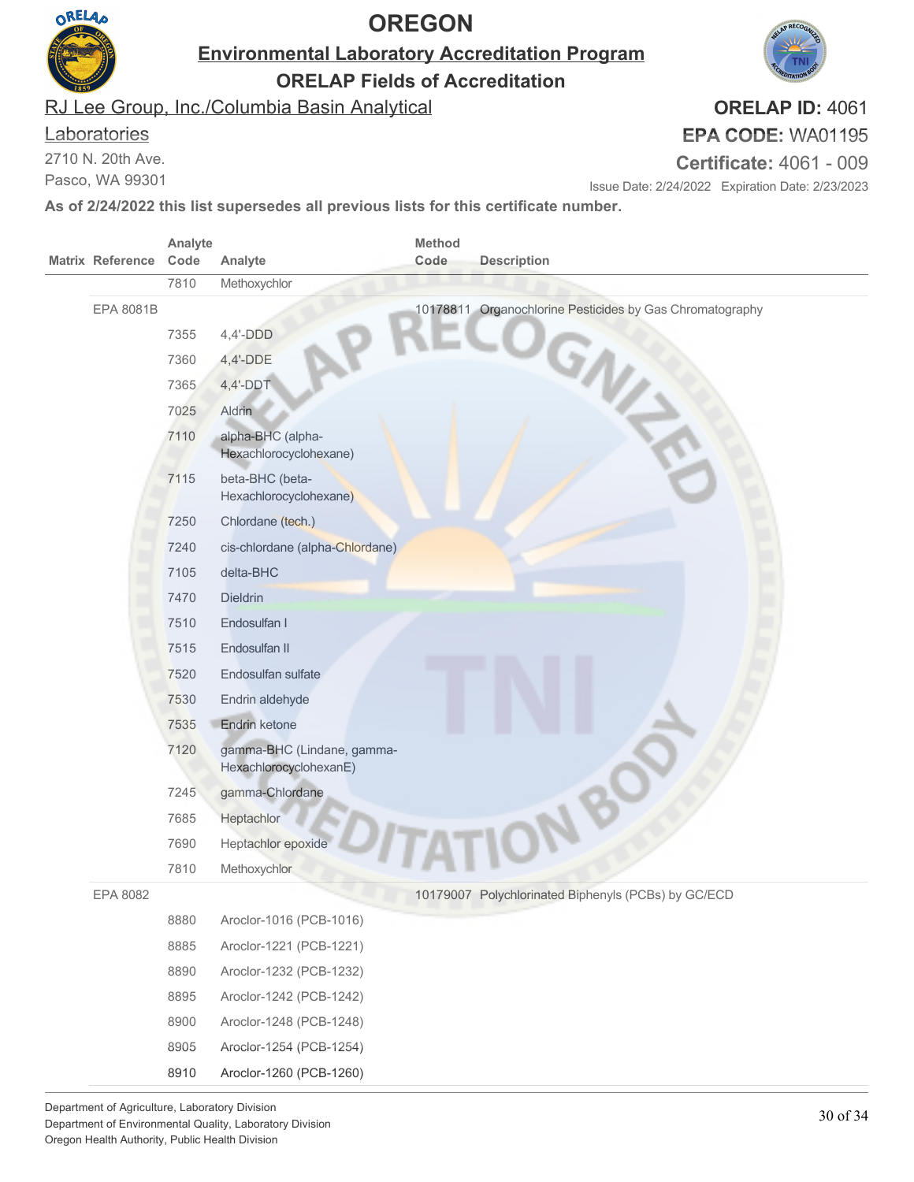# OREGON

## Environmental Laboratory Accreditation Program

### ORELAP Fields of Accreditation

RJ Lee Group, Inc./Columbia Basin Analytical Laboratories
2710 N. 20th Ave.
Pasco, WA 99301

**ORELAP ID:** 4061
**EPA CODE:** WA01195
**Certificate:** 4061 - 009
Issue Date: 2/24/2022 Expiration Date: 2/23/2023

**As of 2/24/2022 this list supersedes all previous lists for this certificate number.**

| Matrix | Reference | Analyte Code | Analyte | Method Code | Description |
|---|---|---|---|---|---|
| | | 7810 | Methoxychlor | | |
| | EPA 8081B | | | 10178811 | Organochlorine Pesticides by Gas Chromatography |
| | | 7355 | 4,4'-DDD | | |
| | | 7360 | 4,4'-DDE | | |
| | | 7365 | 4,4'-DDT | | |
| | | 7025 | Aldrin | | |
| | | 7110 | alpha-BHC (alpha-Hexachlorocyclohexane) | | |
| | | 7115 | beta-BHC (beta-Hexachlorocyclohexane) | | |
| | | 7250 | Chlordane (tech.) | | |
| | | 7240 | cis-chlordane (alpha-Chlordane) | | |
| | | 7105 | delta-BHC | | |
| | | 7470 | Dieldrin | | |
| | | 7510 | Endosulfan I | | |
| | | 7515 | Endosulfan II | | |
| | | 7520 | Endosulfan sulfate | | |
| | | 7530 | Endrin aldehyde | | |
| | | 7535 | Endrin ketone | | |
| | | 7120 | gamma-BHC (Lindane, gamma-HexachlorocyclohexanE) | | |
| | | 7245 | gamma-Chlordane | | |
| | | 7685 | Heptachlor | | |
| | | 7690 | Heptachlor epoxide | | |
| | | 7810 | Methoxychlor | | |
| | EPA 8082 | | | 10179007 | Polychlorinated Biphenyls (PCBs) by GC/ECD |
| | | 8880 | Aroclor-1016 (PCB-1016) | | |
| | | 8885 | Aroclor-1221 (PCB-1221) | | |
| | | 8890 | Aroclor-1232 (PCB-1232) | | |
| | | 8895 | Aroclor-1242 (PCB-1242) | | |
| | | 8900 | Aroclor-1248 (PCB-1248) | | |
| | | 8905 | Aroclor-1254 (PCB-1254) | | |
| | | 8910 | Aroclor-1260 (PCB-1260) | | |

Department of Agriculture, Laboratory Division
Department of Environmental Quality, Laboratory Division
Oregon Health Authority, Public Health Division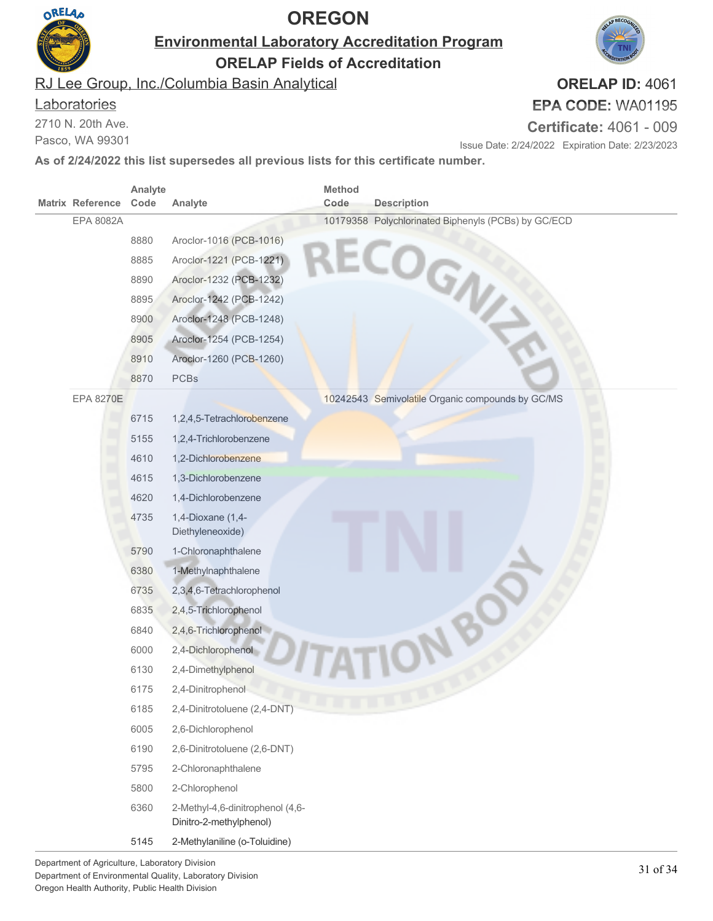# OREGON

## Environmental Laboratory Accreditation Program

### ORELAP Fields of Accreditation

RJ Lee Group, Inc./Columbia Basin Analytical Laboratories
2710 N. 20th Ave.
Pasco, WA 99301

**ORELAP ID:** 4061
**EPA CODE:** WA01195
**Certificate:** 4061 - 009

Issue Date: 2/24/2022 Expiration Date: 2/23/2023

**As of 2/24/2022 this list supersedes all previous lists for this certificate number.**

| Matrix | Reference | Analyte Code | Analyte | Method Code | Description |
|---|---|---|---|---|---|
| | EPA 8082A | | | 10179358 | Polychlorinated Biphenyls (PCBs) by GC/ECD |
| | | 8880 | Aroclor-1016 (PCB-1016) | | |
| | | 8885 | Aroclor-1221 (PCB-1221) | | |
| | | 8890 | Aroclor-1232 (PCB-1232) | | |
| | | 8895 | Aroclor-1242 (PCB-1242) | | |
| | | 8900 | Aroclor-1248 (PCB-1248) | | |
| | | 8905 | Aroclor-1254 (PCB-1254) | | |
| | | 8910 | Aroclor-1260 (PCB-1260) | | |
| | | 8870 | PCBs | | |
| | EPA 8270E | | | 10242543 | Semivolatile Organic compounds by GC/MS |
| | | 6715 | 1,2,4,5-Tetrachlorobenzene | | |
| | | 5155 | 1,2,4-Trichlorobenzene | | |
| | | 4610 | 1,2-Dichlorobenzene | | |
| | | 4615 | 1,3-Dichlorobenzene | | |
| | | 4620 | 1,4-Dichlorobenzene | | |
| | | 4735 | 1,4-Dioxane (1,4-Diethyleneoxide) | | |
| | | 5790 | 1-Chloronaphthalene | | |
| | | 6380 | 1-Methylnaphthalene | | |
| | | 6735 | 2,3,4,6-Tetrachlorophenol | | |
| | | 6835 | 2,4,5-Trichlorophenol | | |
| | | 6840 | 2,4,6-Trichlorophenol | | |
| | | 6000 | 2,4-Dichlorophenol | | |
| | | 6130 | 2,4-Dimethylphenol | | |
| | | 6175 | 2,4-Dinitrophenol | | |
| | | 6185 | 2,4-Dinitrotoluene (2,4-DNT) | | |
| | | 6005 | 2,6-Dichlorophenol | | |
| | | 6190 | 2,6-Dinitrotoluene (2,6-DNT) | | |
| | | 5795 | 2-Chloronaphthalene | | |
| | | 5800 | 2-Chlorophenol | | |
| | | 6360 | 2-Methyl-4,6-dinitrophenol (4,6-Dinitro-2-methylphenol) | | |
| | | 5145 | 2-Methylaniline (o-Toluidine) | | |

Department of Agriculture, Laboratory Division
Department of Environmental Quality, Laboratory Division
Oregon Health Authority, Public Health Division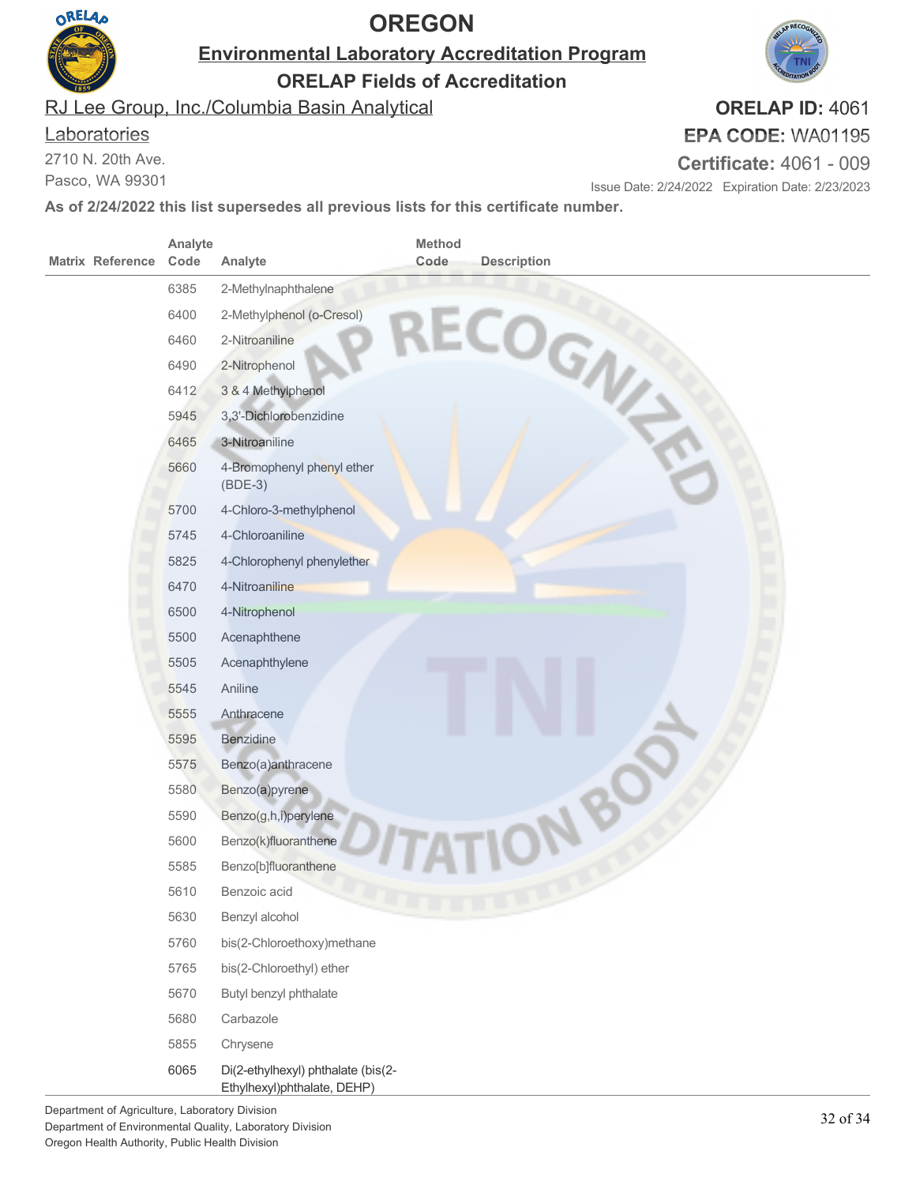# OREGON

## Environmental Laboratory Accreditation Program

### ORELAP Fields of Accreditation

RJ Lee Group, Inc./Columbia Basin Analytical Laboratories
2710 N. 20th Ave.
Pasco, WA 99301

**ORELAP ID:** 4061
**EPA CODE:** WA01195
**Certificate:** 4061 - 009
Issue Date: 2/24/2022 Expiration Date: 2/23/2023

**As of 2/24/2022 this list supersedes all previous lists for this certificate number.**

| Matrix | Reference | Analyte Code | Analyte | Method Code | Description |
|---|---|---|---|---|---|
| | | 6385 | 2-Methylnaphthalene | | |
| | | 6400 | 2-Methylphenol (o-Cresol) | | |
| | | 6460 | 2-Nitroaniline | | |
| | | 6490 | 2-Nitrophenol | | |
| | | 6412 | 3 & 4 Methylphenol | | |
| | | 5945 | 3,3'-Dichlorobenzidine | | |
| | | 6465 | 3-Nitroaniline | | |
| | | 5660 | 4-Bromophenyl phenyl ether (BDE-3) | | |
| | | 5700 | 4-Chloro-3-methylphenol | | |
| | | 5745 | 4-Chloroaniline | | |
| | | 5825 | 4-Chlorophenyl phenylether | | |
| | | 6470 | 4-Nitroaniline | | |
| | | 6500 | 4-Nitrophenol | | |
| | | 5500 | Acenaphthene | | |
| | | 5505 | Acenaphthylene | | |
| | | 5545 | Aniline | | |
| | | 5555 | Anthracene | | |
| | | 5595 | Benzidine | | |
| | | 5575 | Benzo(a)anthracene | | |
| | | 5580 | Benzo(a)pyrene | | |
| | | 5590 | Benzo(g,h,i)perylene | | |
| | | 5600 | Benzo(k)fluoranthene | | |
| | | 5585 | Benzo[b]fluoranthene | | |
| | | 5610 | Benzoic acid | | |
| | | 5630 | Benzyl alcohol | | |
| | | 5760 | bis(2-Chloroethoxy)methane | | |
| | | 5765 | bis(2-Chloroethyl) ether | | |
| | | 5670 | Butyl benzyl phthalate | | |
| | | 5680 | Carbazole | | |
| | | 5855 | Chrysene | | |
| | | 6065 | Di(2-ethylhexyl) phthalate (bis(2-Ethylhexyl)phthalate, DEHP) | | |

Department of Agriculture, Laboratory Division
Department of Environmental Quality, Laboratory Division
Oregon Health Authority, Public Health Division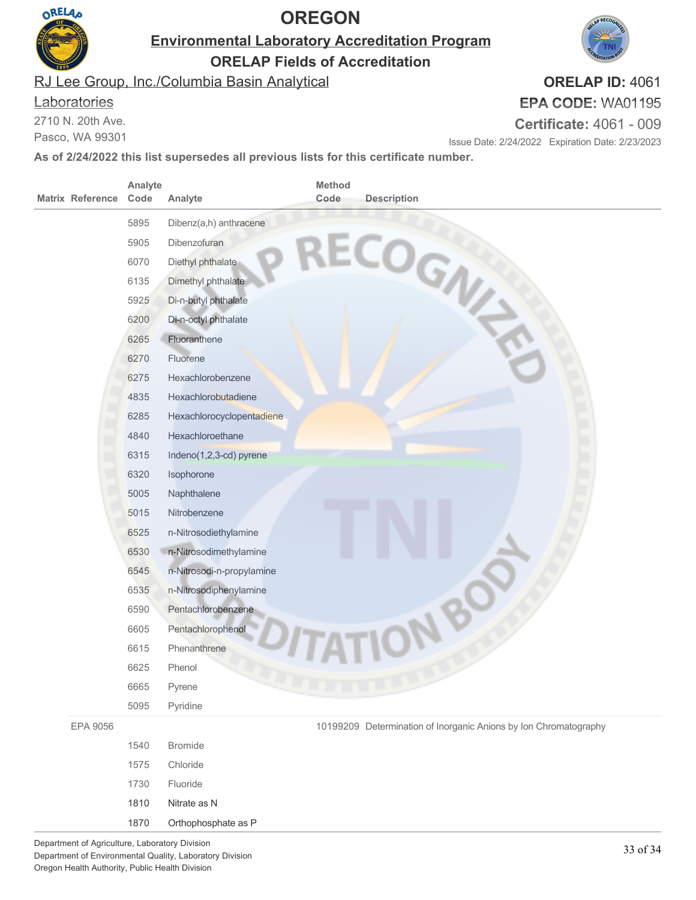# OREGON

## Environmental Laboratory Accreditation Program

## ORELAP Fields of Accreditation

RJ Lee Group, Inc./Columbia Basin Analytical Laboratories
2710 N. 20th Ave.
Pasco, WA 99301

**ORELAP ID:** 4061
**EPA CODE:** WA01195
**Certificate:** 4061 - 009
Issue Date: 2/24/2022 Expiration Date: 2/23/2023

**As of 2/24/2022 this list supersedes all previous lists for this certificate number.**

| Matrix | Reference | Analyte Code | Analyte | Method Code | Description |
|---|---|---|---|---|---|
| | | 5895 | Dibenz(a,h) anthracene | | |
| | | 5905 | Dibenzofuran | | |
| | | 6070 | Diethyl phthalate | | |
| | | 6135 | Dimethyl phthalate | | |
| | | 5925 | Di-n-butyl phthalate | | |
| | | 6200 | Di-n-octyl phthalate | | |
| | | 6265 | Fluoranthene | | |
| | | 6270 | Fluorene | | |
| | | 6275 | Hexachlorobenzene | | |
| | | 4835 | Hexachlorobutadiene | | |
| | | 6285 | Hexachlorocyclopentadiene | | |
| | | 4840 | Hexachloroethane | | |
| | | 6315 | Indeno(1,2,3-cd) pyrene | | |
| | | 6320 | Isophorone | | |
| | | 5005 | Naphthalene | | |
| | | 5015 | Nitrobenzene | | |
| | | 6525 | n-Nitrosodiethylamine | | |
| | | 6530 | n-Nitrosodimethylamine | | |
| | | 6545 | n-Nitrosodi-n-propylamine | | |
| | | 6535 | n-Nitrosodiphenylamine | | |
| | | 6590 | Pentachlorobenzene | | |
| | | 6605 | Pentachlorophenol | | |
| | | 6615 | Phenanthrene | | |
| | | 6625 | Phenol | | |
| | | 6665 | Pyrene | | |
| | | 5095 | Pyridine | | |
| | EPA 9056 | | | 10199209 | Determination of Inorganic Anions by Ion Chromatography |
| | | 1540 | Bromide | | |
| | | 1575 | Chloride | | |
| | | 1730 | Fluoride | | |
| | | 1810 | Nitrate as N | | |
| | | 1870 | Orthophosphate as P | | |

Department of Agriculture, Laboratory Division
Department of Environmental Quality, Laboratory Division
Oregon Health Authority, Public Health Division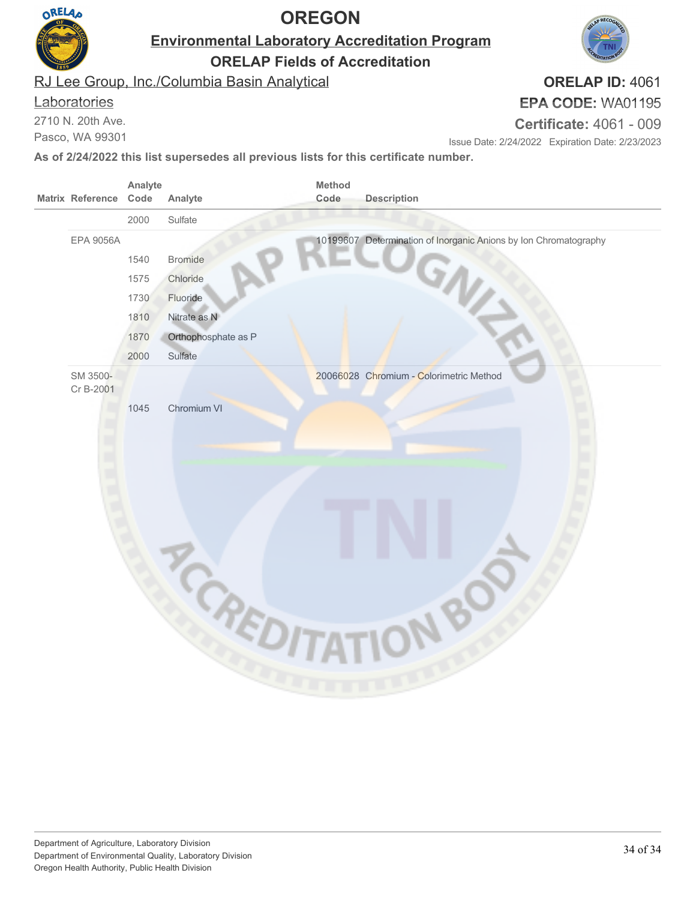# OREGON

## Environmental Laboratory Accreditation Program

### ORELAP Fields of Accreditation

RJ Lee Group, Inc./Columbia Basin Analytical Laboratories
2710 N. 20th Ave.
Pasco, WA 99301

**ORELAP ID:** 4061
**EPA CODE:** WA01195
**Certificate:** 4061 - 009
Issue Date: 2/24/2022 Expiration Date: 2/23/2023

**As of 2/24/2022 this list supersedes all previous lists for this certificate number.**

| Matrix | Reference | Analyte Code | Analyte | Method Code | Description |
|---|---|---|---|---|---|
| | | 2000 | Sulfate | | |
| | EPA 9056A | | | 10199607 | Determination of Inorganic Anions by Ion Chromatography |
| | | 1540 | Bromide | | |
| | | 1575 | Chloride | | |
| | | 1730 | Fluoride | | |
| | | 1810 | Nitrate as N | | |
| | | 1870 | Orthophosphate as P | | |
| | | 2000 | Sulfate | | |
| | SM 3500-Cr B-2001 | | | 20066028 | Chromium - Colorimetric Method |
| | | 1045 | Chromium VI | | |

Department of Agriculture, Laboratory Division
Department of Environmental Quality, Laboratory Division
Oregon Health Authority, Public Health Division